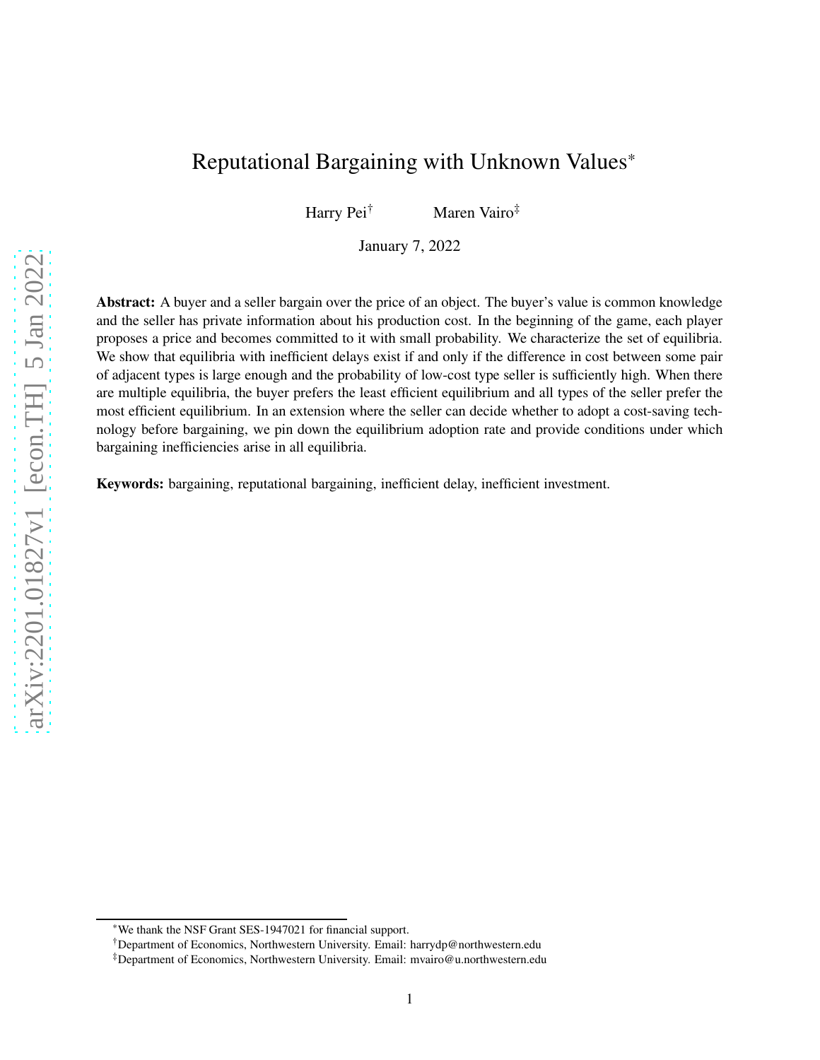# Reputational Bargaining with Unknown Values*

Harry Pei[†] Maren Vairo[‡]

January 7, 2022

**Abstract:** A buyer and a seller bargain over the price of an object. The buyer's value is common knowledge and the seller has private information about his production cost. In the beginning of the game, each player proposes a price and becomes committed to it with small probability. We characterize the set of equilibria. We show that equilibria with inefficient delays exist if and only if the difference in cost between some pair of adjacent types is large enough and the probability of low-cost type seller is sufficiently high. When there are multiple equilibria, the buyer prefers the least efficient equilibrium and all types of the seller prefer the most efficient equilibrium. In an extension where the seller can decide whether to adopt a cost-saving technology before bargaining, we pin down the equilibrium adoption rate and provide conditions under which bargaining inefficiencies arise in all equilibria.

**Keywords:** bargaining, reputational bargaining, inefficient delay, inefficient investment.

---

[*] We thank the NSF Grant SES-1947021 for financial support.

[†] Department of Economics, Northwestern University. Email: harrydp@northwestern.edu

[‡] Department of Economics, Northwestern University. Email: mvairo@u.northwestern.edu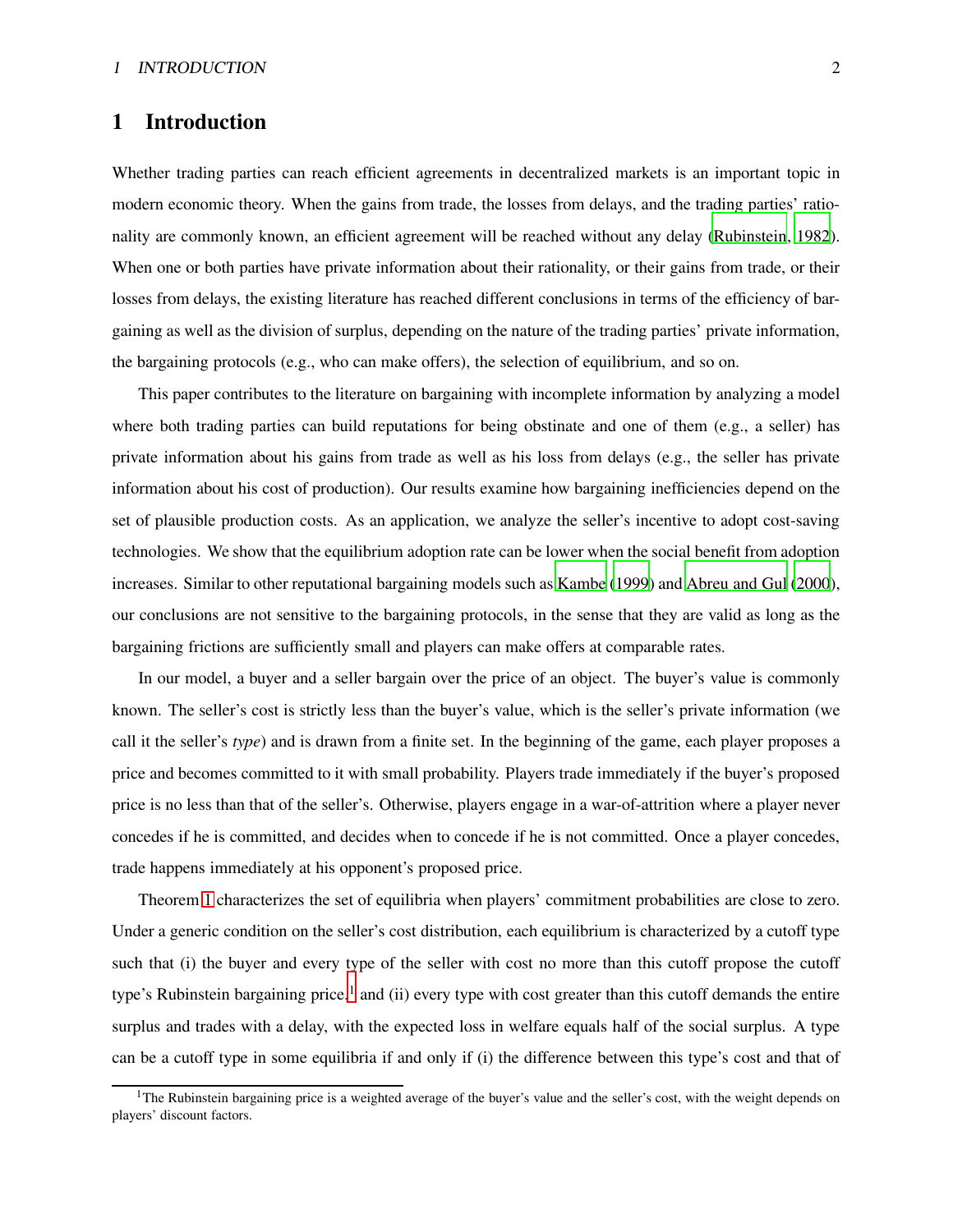# 1 Introduction

Whether trading parties can reach efficient agreements in decentralized markets is an important topic in modern economic theory. When the gains from trade, the losses from delays, and the trading parties' rationality are commonly known, an efficient agreement will be reached without any delay (Rubinstein, 1982). When one or both parties have private information about their rationality, or their gains from trade, or their losses from delays, the existing literature has reached different conclusions in terms of the efficiency of bargaining as well as the division of surplus, depending on the nature of the trading parties' private information, the bargaining protocols (e.g., who can make offers), the selection of equilibrium, and so on.

This paper contributes to the literature on bargaining with incomplete information by analyzing a model where both trading parties can build reputations for being obstinate and one of them (e.g., a seller) has private information about his gains from trade as well as his loss from delays (e.g., the seller has private information about his cost of production). Our results examine how bargaining inefficiencies depend on the set of plausible production costs. As an application, we analyze the seller's incentive to adopt cost-saving technologies. We show that the equilibrium adoption rate can be lower when the social benefit from adoption increases. Similar to other reputational bargaining models such as Kambe (1999) and Abreu and Gul (2000), our conclusions are not sensitive to the bargaining protocols, in the sense that they are valid as long as the bargaining frictions are sufficiently small and players can make offers at comparable rates.

In our model, a buyer and a seller bargain over the price of an object. The buyer's value is commonly known. The seller's cost is strictly less than the buyer's value, which is the seller's private information (we call it the seller's *type*) and is drawn from a finite set. In the beginning of the game, each player proposes a price and becomes committed to it with small probability. Players trade immediately if the buyer's proposed price is no less than that of the seller's. Otherwise, players engage in a war-of-attrition where a player never concedes if he is committed, and decides when to concede if he is not committed. Once a player concedes, trade happens immediately at his opponent's proposed price.

Theorem 1 characterizes the set of equilibria when players' commitment probabilities are close to zero. Under a generic condition on the seller's cost distribution, each equilibrium is characterized by a cutoff type such that (i) the buyer and every type of the seller with cost no more than this cutoff propose the cutoff type's Rubinstein bargaining price,[1] and (ii) every type with cost greater than this cutoff demands the entire surplus and trades with a delay, with the expected loss in welfare equals half of the social surplus. A type can be a cutoff type in some equilibria if and only if (i) the difference between this type's cost and that of

[1] The Rubinstein bargaining price is a weighted average of the buyer's value and the seller's cost, with the weight depends on players' discount factors.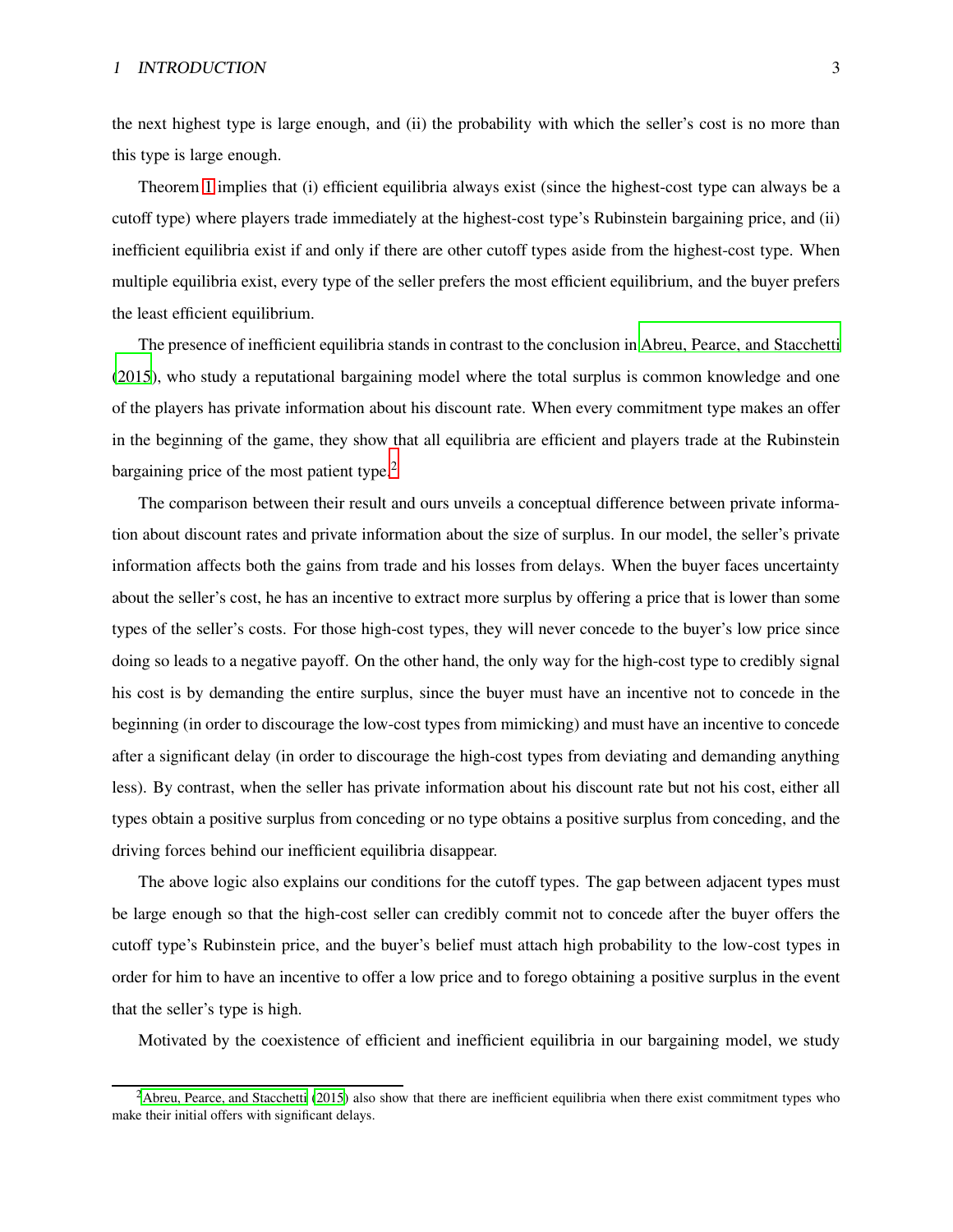the next highest type is large enough, and (ii) the probability with which the seller's cost is no more than this type is large enough.

Theorem 1 implies that (i) efficient equilibria always exist (since the highest-cost type can always be a cutoff type) where players trade immediately at the highest-cost type's Rubinstein bargaining price, and (ii) inefficient equilibria exist if and only if there are other cutoff types aside from the highest-cost type. When multiple equilibria exist, every type of the seller prefers the most efficient equilibrium, and the buyer prefers the least efficient equilibrium.

The presence of inefficient equilibria stands in contrast to the conclusion in Abreu, Pearce, and Stacchetti (2015), who study a reputational bargaining model where the total surplus is common knowledge and one of the players has private information about his discount rate. When every commitment type makes an offer in the beginning of the game, they show that all equilibria are efficient and players trade at the Rubinstein bargaining price of the most patient type.[2]

The comparison between their result and ours unveils a conceptual difference between private information about discount rates and private information about the size of surplus. In our model, the seller's private information affects both the gains from trade and his losses from delays. When the buyer faces uncertainty about the seller's cost, he has an incentive to extract more surplus by offering a price that is lower than some types of the seller's costs. For those high-cost types, they will never concede to the buyer's low price since doing so leads to a negative payoff. On the other hand, the only way for the high-cost type to credibly signal his cost is by demanding the entire surplus, since the buyer must have an incentive not to concede in the beginning (in order to discourage the low-cost types from mimicking) and must have an incentive to concede after a significant delay (in order to discourage the high-cost types from deviating and demanding anything less). By contrast, when the seller has private information about his discount rate but not his cost, either all types obtain a positive surplus from conceding or no type obtains a positive surplus from conceding, and the driving forces behind our inefficient equilibria disappear.

The above logic also explains our conditions for the cutoff types. The gap between adjacent types must be large enough so that the high-cost seller can credibly commit not to concede after the buyer offers the cutoff type's Rubinstein price, and the buyer's belief must attach high probability to the low-cost types in order for him to have an incentive to offer a low price and to forego obtaining a positive surplus in the event that the seller's type is high.

Motivated by the coexistence of efficient and inefficient equilibria in our bargaining model, we study

[2] Abreu, Pearce, and Stacchetti (2015) also show that there are inefficient equilibria when there exist commitment types who make their initial offers with significant delays.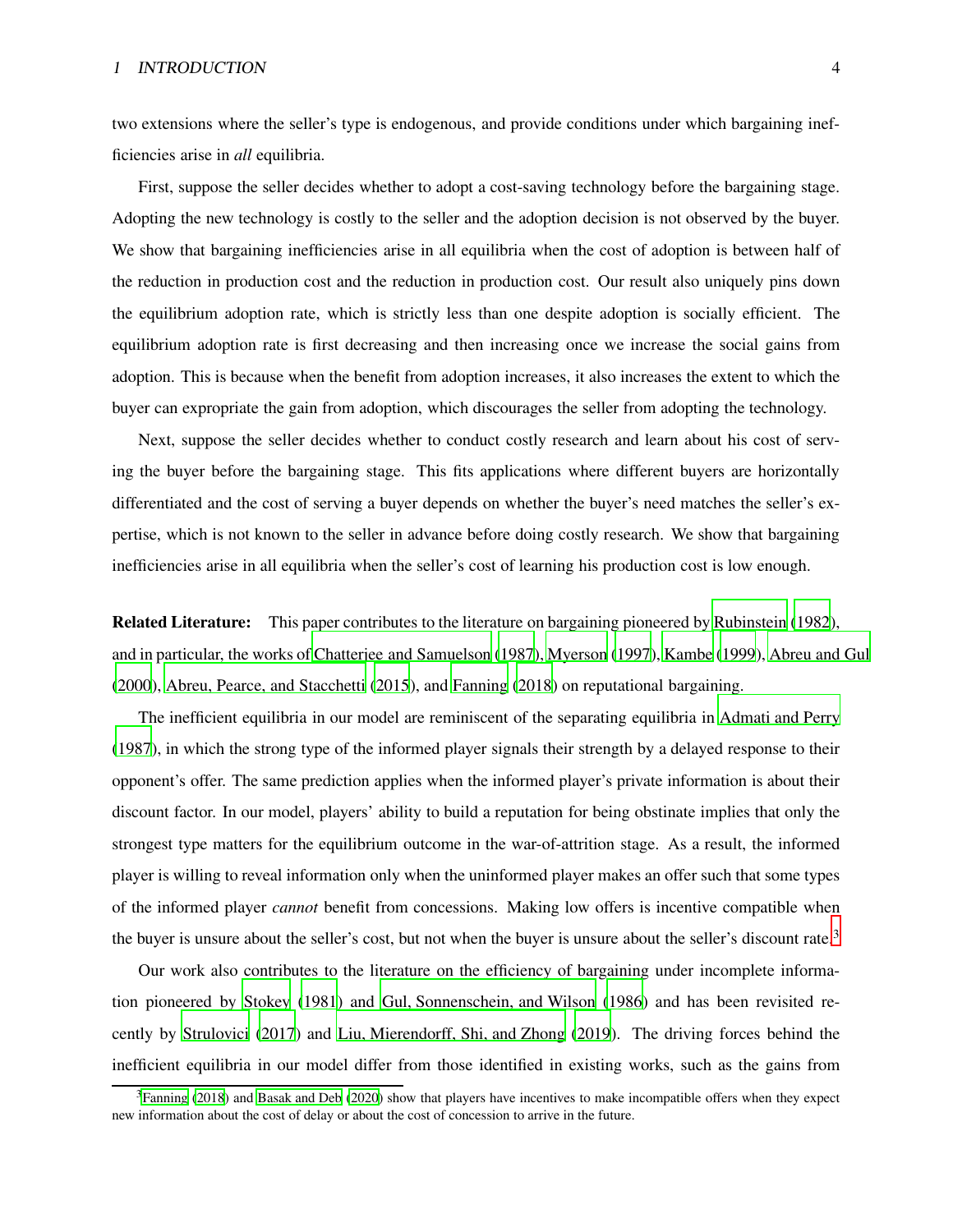two extensions where the seller's type is endogenous, and provide conditions under which bargaining inefficiencies arise in *all* equilibria.

First, suppose the seller decides whether to adopt a cost-saving technology before the bargaining stage. Adopting the new technology is costly to the seller and the adoption decision is not observed by the buyer. We show that bargaining inefficiencies arise in all equilibria when the cost of adoption is between half of the reduction in production cost and the reduction in production cost. Our result also uniquely pins down the equilibrium adoption rate, which is strictly less than one despite adoption is socially efficient. The equilibrium adoption rate is first decreasing and then increasing once we increase the social gains from adoption. This is because when the benefit from adoption increases, it also increases the extent to which the buyer can expropriate the gain from adoption, which discourages the seller from adopting the technology.

Next, suppose the seller decides whether to conduct costly research and learn about his cost of serving the buyer before the bargaining stage. This fits applications where different buyers are horizontally differentiated and the cost of serving a buyer depends on whether the buyer's need matches the seller's expertise, which is not known to the seller in advance before doing costly research. We show that bargaining inefficiencies arise in all equilibria when the seller's cost of learning his production cost is low enough.

**Related Literature:** This paper contributes to the literature on bargaining pioneered by Rubinstein (1982), and in particular, the works of Chatterjee and Samuelson (1987), Myerson (1997), Kambe (1999), Abreu and Gul (2000), Abreu, Pearce, and Stacchetti (2015), and Fanning (2018) on reputational bargaining.

The inefficient equilibria in our model are reminiscent of the separating equilibria in Admati and Perry (1987), in which the strong type of the informed player signals their strength by a delayed response to their opponent's offer. The same prediction applies when the informed player's private information is about their discount factor. In our model, players' ability to build a reputation for being obstinate implies that only the strongest type matters for the equilibrium outcome in the war-of-attrition stage. As a result, the informed player is willing to reveal information only when the uninformed player makes an offer such that some types of the informed player *cannot* benefit from concessions. Making low offers is incentive compatible when the buyer is unsure about the seller's cost, but not when the buyer is unsure about the seller's discount rate.[3]

Our work also contributes to the literature on the efficiency of bargaining under incomplete information pioneered by Stokey (1981) and Gul, Sonnenschein, and Wilson (1986) and has been revisited recently by Strulovici (2017) and Liu, Mierendorff, Shi, and Zhong (2019). The driving forces behind the inefficient equilibria in our model differ from those identified in existing works, such as the gains from

[3] Fanning (2018) and Basak and Deb (2020) show that players have incentives to make incompatible offers when they expect new information about the cost of delay or about the cost of concession to arrive in the future.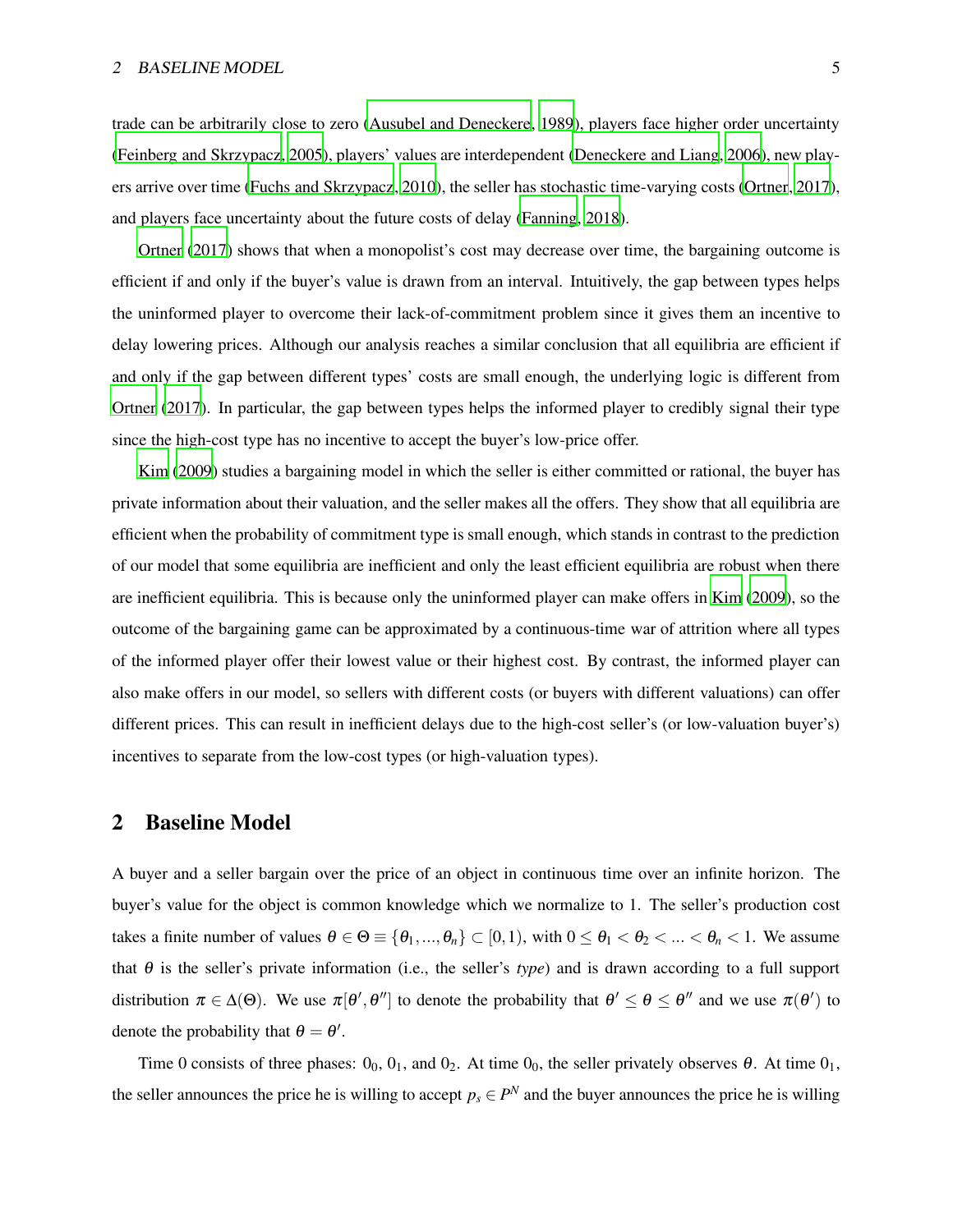trade can be arbitrarily close to zero (Ausubel and Deneckere, 1989), players face higher order uncertainty (Feinberg and Skrzypacz, 2005), players' values are interdependent (Deneckere and Liang, 2006), new players arrive over time (Fuchs and Skrzypacz, 2010), the seller has stochastic time-varying costs (Ortner, 2017), and players face uncertainty about the future costs of delay (Fanning, 2018).

Ortner (2017) shows that when a monopolist's cost may decrease over time, the bargaining outcome is efficient if and only if the buyer's value is drawn from an interval. Intuitively, the gap between types helps the uninformed player to overcome their lack-of-commitment problem since it gives them an incentive to delay lowering prices. Although our analysis reaches a similar conclusion that all equilibria are efficient if and only if the gap between different types' costs are small enough, the underlying logic is different from Ortner (2017). In particular, the gap between types helps the informed player to credibly signal their type since the high-cost type has no incentive to accept the buyer's low-price offer.

Kim (2009) studies a bargaining model in which the seller is either committed or rational, the buyer has private information about their valuation, and the seller makes all the offers. They show that all equilibria are efficient when the probability of commitment type is small enough, which stands in contrast to the prediction of our model that some equilibria are inefficient and only the least efficient equilibria are robust when there are inefficient equilibria. This is because only the uninformed player can make offers in Kim (2009), so the outcome of the bargaining game can be approximated by a continuous-time war of attrition where all types of the informed player offer their lowest value or their highest cost. By contrast, the informed player can also make offers in our model, so sellers with different costs (or buyers with different valuations) can offer different prices. This can result in inefficient delays due to the high-cost seller's (or low-valuation buyer's) incentives to separate from the low-cost types (or high-valuation types).

## 2 Baseline Model

A buyer and a seller bargain over the price of an object in continuous time over an infinite horizon. The buyer's value for the object is common knowledge which we normalize to 1. The seller's production cost takes a finite number of values $\theta \in \Theta \equiv \{\theta_1, ..., \theta_n\} \subset [0,1)$, with $0 \leq \theta_1 < \theta_2 < ... < \theta_n < 1$. We assume that $\theta$ is the seller's private information (i.e., the seller's *type*) and is drawn according to a full support distribution $\pi \in \Delta(\Theta)$. We use $\pi[\theta', \theta'']$ to denote the probability that $\theta' \leq \theta \leq \theta''$ and we use $\pi(\theta')$ to denote the probability that $\theta = \theta'$.

Time 0 consists of three phases: $0_0$, $0_1$, and $0_2$. At time $0_0$, the seller privately observes $\theta$. At time $0_1$, the seller announces the price he is willing to accept $p_s \in P^N$ and the buyer announces the price he is willing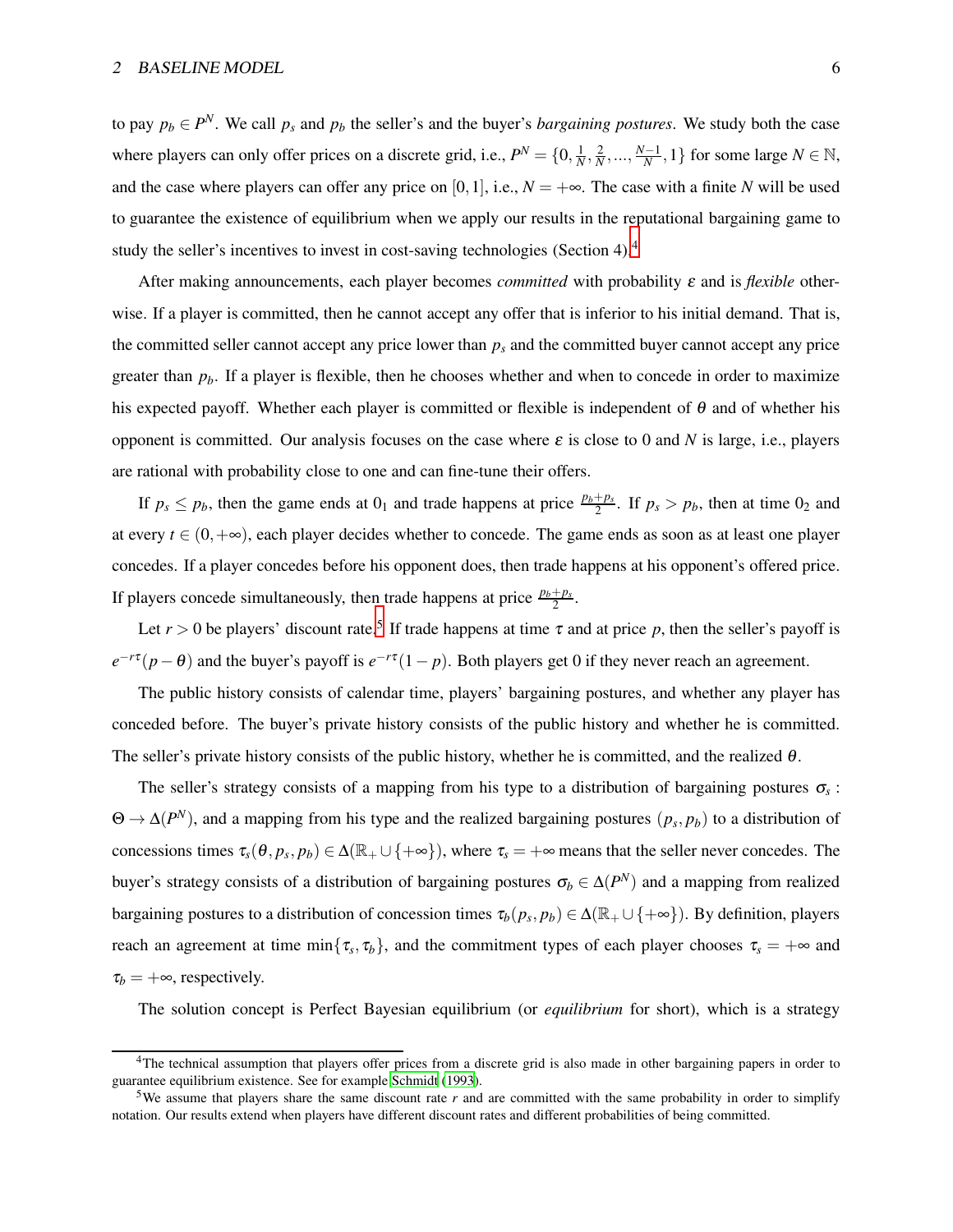to pay $p_b \in P^N$. We call $p_s$ and $p_b$ the seller's and the buyer's *bargaining postures*. We study both the case where players can only offer prices on a discrete grid, i.e., $P^N = \{0, \frac{1}{N}, \frac{2}{N}, ..., \frac{N-1}{N}, 1\}$ for some large $N \in \mathbb{N}$, and the case where players can offer any price on $[0,1]$, i.e., $N = +\infty$. The case with a finite $N$ will be used to guarantee the existence of equilibrium when we apply our results in the reputational bargaining game to study the seller's incentives to invest in cost-saving technologies (Section 4).[4]

After making announcements, each player becomes *committed* with probability $\varepsilon$ and is *flexible* otherwise. If a player is committed, then he cannot accept any offer that is inferior to his initial demand. That is, the committed seller cannot accept any price lower than $p_s$ and the committed buyer cannot accept any price greater than $p_b$. If a player is flexible, then he chooses whether and when to concede in order to maximize his expected payoff. Whether each player is committed or flexible is independent of $\theta$ and of whether his opponent is committed. Our analysis focuses on the case where $\varepsilon$ is close to 0 and $N$ is large, i.e., players are rational with probability close to one and can fine-tune their offers.

If $p_s \leq p_b$, then the game ends at $0_1$ and trade happens at price $\frac{p_b+p_s}{2}$. If $p_s > p_b$, then at time $0_2$ and at every $t \in (0, +\infty)$, each player decides whether to concede. The game ends as soon as at least one player concedes. If a player concedes before his opponent does, then trade happens at his opponent's offered price. If players concede simultaneously, then trade happens at price $\frac{p_b+p_s}{2}$.

Let $r > 0$ be players' discount rate.[5] If trade happens at time $\tau$ and at price $p$, then the seller's payoff is $e^{-r\tau}(p - \theta)$ and the buyer's payoff is $e^{-r\tau}(1 - p)$. Both players get 0 if they never reach an agreement.

The public history consists of calendar time, players' bargaining postures, and whether any player has conceded before. The buyer's private history consists of the public history and whether he is committed. The seller's private history consists of the public history, whether he is committed, and the realized $\theta$.

The seller's strategy consists of a mapping from his type to a distribution of bargaining postures $\sigma_s : \Theta \to \Delta(P^N)$, and a mapping from his type and the realized bargaining postures $(p_s, p_b)$ to a distribution of concessions times $\tau_s(\theta, p_s, p_b) \in \Delta(\mathbb{R}_+ \cup \{+\infty\})$, where $\tau_s = +\infty$ means that the seller never concedes. The buyer's strategy consists of a distribution of bargaining postures $\sigma_b \in \Delta(P^N)$ and a mapping from realized bargaining postures to a distribution of concession times $\tau_b(p_s, p_b) \in \Delta(\mathbb{R}_+ \cup \{+\infty\})$. By definition, players reach an agreement at time $\min\{\tau_s, \tau_b\}$, and the commitment types of each player chooses $\tau_s = +\infty$ and $\tau_b = +\infty$, respectively.

The solution concept is Perfect Bayesian equilibrium (or *equilibrium* for short), which is a strategy

[4] The technical assumption that players offer prices from a discrete grid is also made in other bargaining papers in order to guarantee equilibrium existence. See for example Schmidt (1993).

[5] We assume that players share the same discount rate $r$ and are committed with the same probability in order to simplify notation. Our results extend when players have different discount rates and different probabilities of being committed.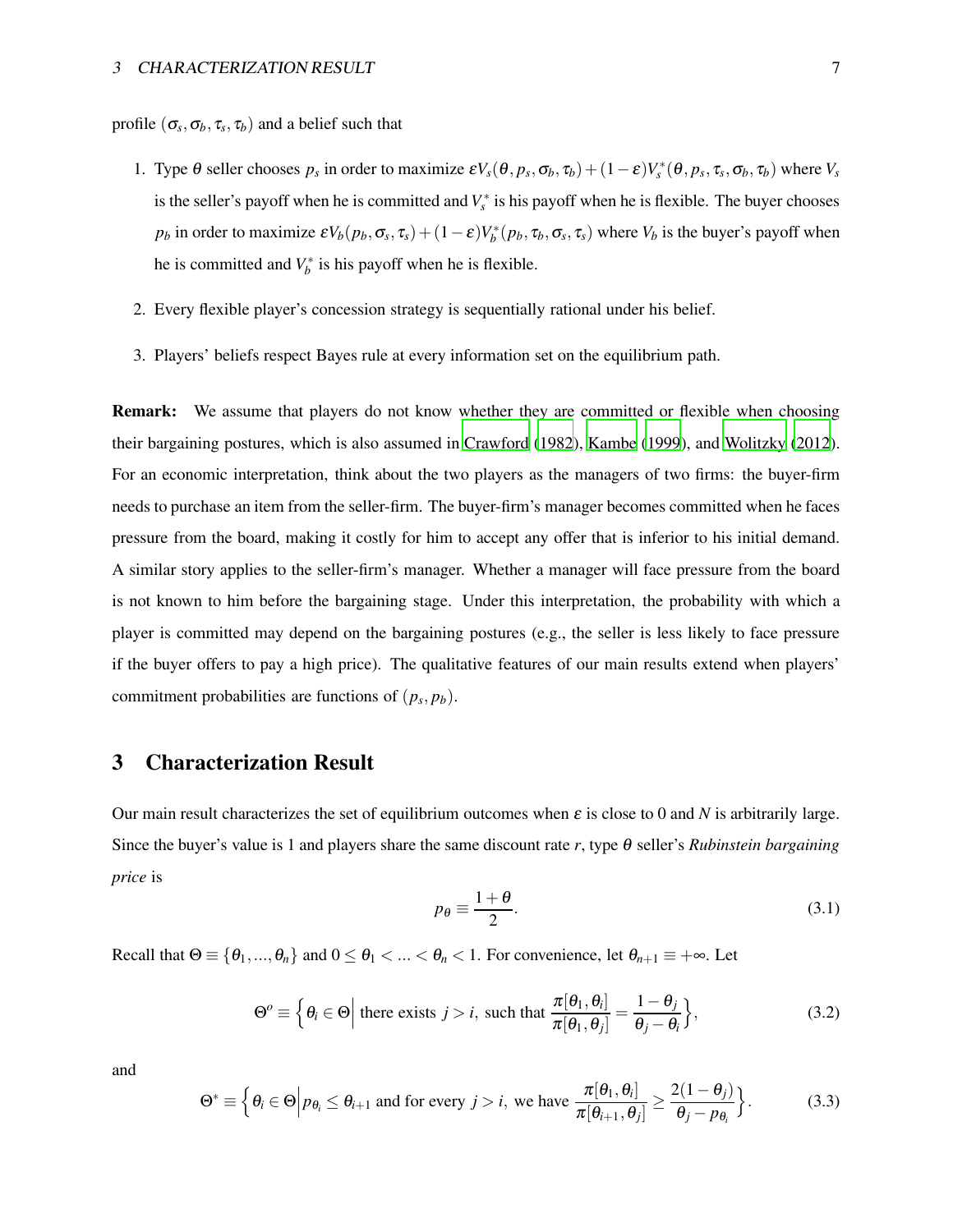profile $(\sigma_s, \sigma_b, \tau_s, \tau_b)$ and a belief such that

1. Type $\theta$ seller chooses $p_s$ in order to maximize $\varepsilon V_s(\theta, p_s, \sigma_b, \tau_b) + (1-\varepsilon) V_s^*(\theta, p_s, \tau_s, \sigma_b, \tau_b)$ where $V_s$ is the seller's payoff when he is committed and $V_s^*$ is his payoff when he is flexible. The buyer chooses $p_b$ in order to maximize $\varepsilon V_b(p_b, \sigma_s, \tau_s) + (1-\varepsilon) V_b^*(p_b, \tau_b, \sigma_s, \tau_s)$ where $V_b$ is the buyer's payoff when he is committed and $V_b^*$ is his payoff when he is flexible.

2. Every flexible player's concession strategy is sequentially rational under his belief.

3. Players' beliefs respect Bayes rule at every information set on the equilibrium path.

**Remark:** We assume that players do not know whether they are committed or flexible when choosing their bargaining postures, which is also assumed in Crawford (1982), Kambe (1999), and Wolitzky (2012). For an economic interpretation, think about the two players as the managers of two firms: the buyer-firm needs to purchase an item from the seller-firm. The buyer-firm's manager becomes committed when he faces pressure from the board, making it costly for him to accept any offer that is inferior to his initial demand. A similar story applies to the seller-firm's manager. Whether a manager will face pressure from the board is not known to him before the bargaining stage. Under this interpretation, the probability with which a player is committed may depend on the bargaining postures (e.g., the seller is less likely to face pressure if the buyer offers to pay a high price). The qualitative features of our main results extend when players' commitment probabilities are functions of $(p_s, p_b)$.

# 3 Characterization Result

Our main result characterizes the set of equilibrium outcomes when $\varepsilon$ is close to 0 and $N$ is arbitrarily large. Since the buyer's value is 1 and players share the same discount rate $r$, type $\theta$ seller's *Rubinstein bargaining price* is

$$p_\theta \equiv \frac{1+\theta}{2}. \tag{3.1}$$

Recall that $\Theta \equiv \{\theta_1, ..., \theta_n\}$ and $0 \leq \theta_1 < ... < \theta_n < 1$. For convenience, let $\theta_{n+1} \equiv +\infty$. Let

$$\Theta^o \equiv \Big\{ \theta_i \in \Theta \Big| \text{ there exists } j > i, \text{ such that } \frac{\pi[\theta_1, \theta_i]}{\pi[\theta_1, \theta_j]} = \frac{1-\theta_j}{\theta_j - \theta_i} \Big\}, \tag{3.2}$$

and

$$\Theta^* \equiv \Big\{ \theta_i \in \Theta \Big| p_{\theta_i} \leq \theta_{i+1} \text{ and for every } j > i, \text{ we have } \frac{\pi[\theta_1, \theta_i]}{\pi[\theta_{i+1}, \theta_j]} \geq \frac{2(1-\theta_j)}{\theta_j - p_{\theta_i}} \Big\}. \tag{3.3}$$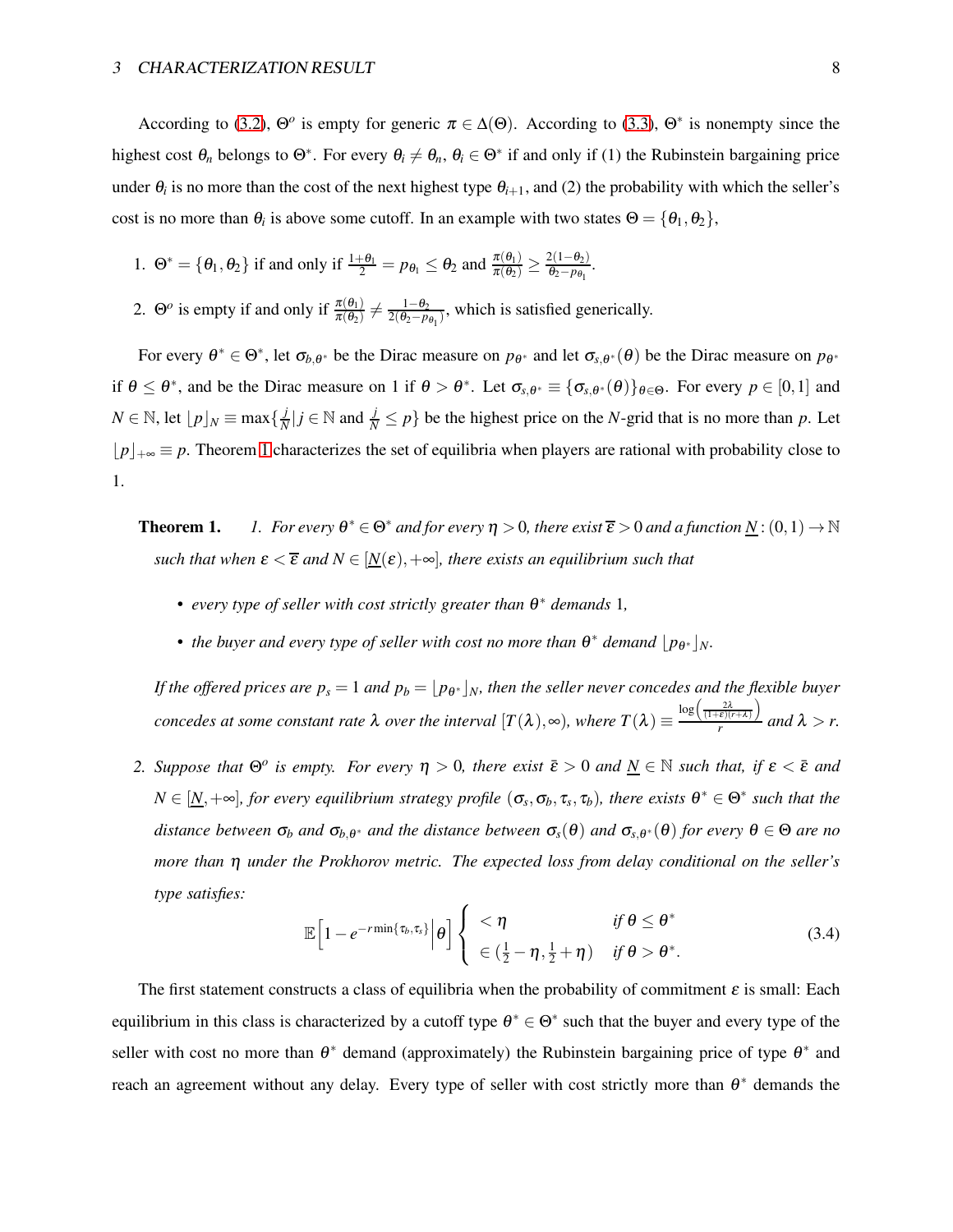According to (3.2), $\Theta^o$ is empty for generic $\pi \in \Delta(\Theta)$. According to (3.3), $\Theta^*$ is nonempty since the highest cost $\theta_n$ belongs to $\Theta^*$. For every $\theta_i \neq \theta_n$, $\theta_i \in \Theta^*$ if and only if (1) the Rubinstein bargaining price under $\theta_i$ is no more than the cost of the next highest type $\theta_{i+1}$, and (2) the probability with which the seller's cost is no more than $\theta_i$ is above some cutoff. In an example with two states $\Theta = \{\theta_1, \theta_2\}$,

1. $\Theta^* = \{\theta_1, \theta_2\}$ if and only if $\frac{1+\theta_1}{2} = p_{\theta_1} \leq \theta_2$ and $\frac{\pi(\theta_1)}{\pi(\theta_2)} \geq \frac{2(1-\theta_2)}{\theta_2 - p_{\theta_1}}$.
2. $\Theta^o$ is empty if and only if $\frac{\pi(\theta_1)}{\pi(\theta_2)} \neq \frac{1-\theta_2}{2(\theta_2 - p_{\theta_1})}$, which is satisfied generically.

For every $\theta^* \in \Theta^*$, let $\sigma_{b,\theta^*}$ be the Dirac measure on $p_{\theta^*}$ and let $\sigma_{s,\theta^*}(\theta)$ be the Dirac measure on $p_{\theta^*}$ if $\theta \leq \theta^*$, and be the Dirac measure on 1 if $\theta > \theta^*$. Let $\sigma_{s,\theta^*} \equiv \{\sigma_{s,\theta^*}(\theta)\}_{\theta\in\Theta}$. For every $p \in [0,1]$ and $N \in \mathbb{N}$, let $\lfloor p \rfloor_N \equiv \max\{\frac{j}{N} | j \in \mathbb{N} \text{ and } \frac{j}{N} \leq p\}$ be the highest price on the $N$-grid that is no more than $p$. Let $\lfloor p \rfloor_{+\infty} \equiv p$. Theorem 1 characterizes the set of equilibria when players are rational with probability close to 1.

**Theorem 1.** *1. For every $\theta^* \in \Theta^*$ and for every $\eta > 0$, there exist $\overline{\varepsilon} > 0$ and a function $\underline{N} : (0,1) \to \mathbb{N}$ such that when $\varepsilon < \overline{\varepsilon}$ and $N \in [\underline{N}(\varepsilon), +\infty]$, there exists an equilibrium such that*

- *every type of seller with cost strictly greater than $\theta^*$ demands 1,*
- *the buyer and every type of seller with cost no more than $\theta^*$ demand $\lfloor p_{\theta^*} \rfloor_N$.*

*If the offered prices are $p_s = 1$ and $p_b = \lfloor p_{\theta^*} \rfloor_N$, then the seller never concedes and the flexible buyer concedes at some constant rate $\lambda$ over the interval $[T(\lambda), \infty)$, where $T(\lambda) \equiv \frac{\log\left(\frac{2\lambda}{(1+\varepsilon)(r+\lambda)}\right)}{r}$ and $\lambda > r$.*

*2. Suppose that $\Theta^o$ is empty. For every $\eta > 0$, there exist $\bar{\varepsilon} > 0$ and $\underline{N} \in \mathbb{N}$ such that, if $\varepsilon < \bar{\varepsilon}$ and $N \in [\underline{N}, +\infty]$, for every equilibrium strategy profile $(\sigma_s, \sigma_b, \tau_s, \tau_b)$, there exists $\theta^* \in \Theta^*$ such that the distance between $\sigma_b$ and $\sigma_{b,\theta^*}$ and the distance between $\sigma_s(\theta)$ and $\sigma_{s,\theta^*}(\theta)$ for every $\theta \in \Theta$ are no more than $\eta$ under the Prokhorov metric. The expected loss from delay conditional on the seller's type satisfies:*

$$\mathbb{E}\left[1 - e^{-r\min\{\tau_b, \tau_s\}} \middle| \theta\right] \begin{cases} < \eta & \text{if } \theta \leq \theta^* \\ \in \left(\frac{1}{2} - \eta, \frac{1}{2} + \eta\right) & \text{if } \theta > \theta^*. \end{cases} \tag{3.4}$$

The first statement constructs a class of equilibria when the probability of commitment $\varepsilon$ is small: Each equilibrium in this class is characterized by a cutoff type $\theta^* \in \Theta^*$ such that the buyer and every type of the seller with cost no more than $\theta^*$ demand (approximately) the Rubinstein bargaining price of type $\theta^*$ and reach an agreement without any delay. Every type of seller with cost strictly more than $\theta^*$ demands the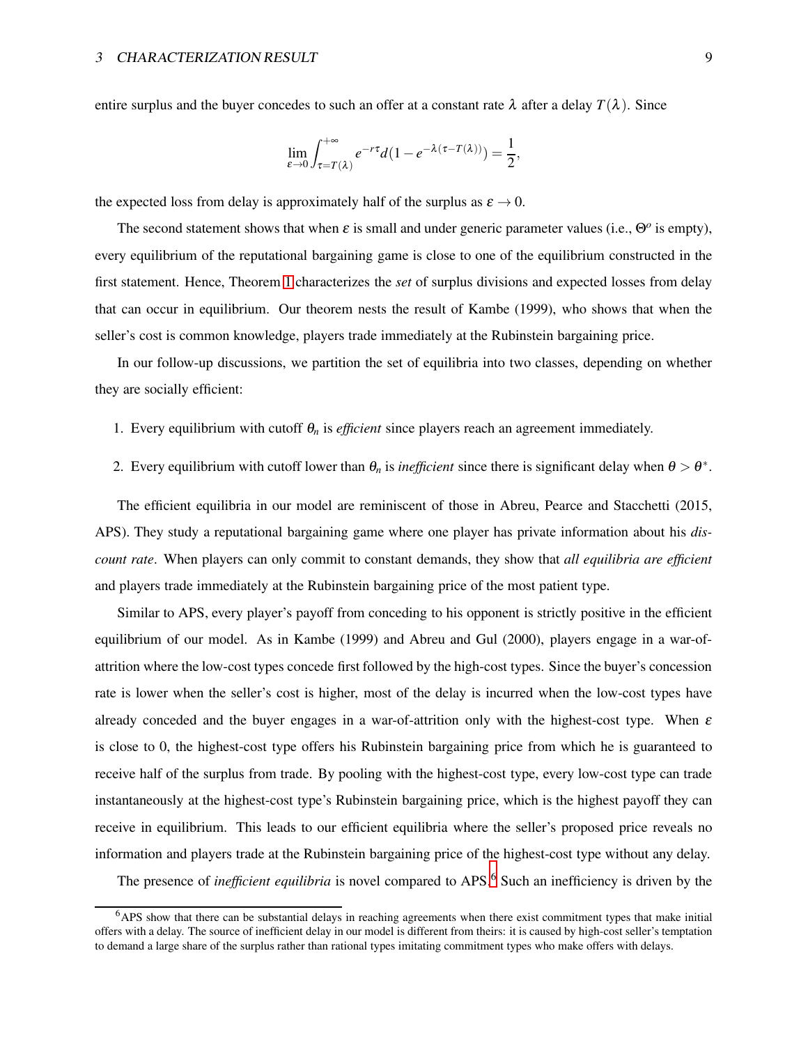entire surplus and the buyer concedes to such an offer at a constant rate $\lambda$ after a delay $T(\lambda)$. Since

$$\lim_{\varepsilon\to 0}\int_{\tau=T(\lambda)}^{+\infty} e^{-r\tau}d(1-e^{-\lambda(\tau-T(\lambda))})=\frac{1}{2},$$

the expected loss from delay is approximately half of the surplus as $\varepsilon \to 0$.

The second statement shows that when $\varepsilon$ is small and under generic parameter values (i.e., $\Theta^o$ is empty), every equilibrium of the reputational bargaining game is close to one of the equilibrium constructed in the first statement. Hence, Theorem 1 characterizes the *set* of surplus divisions and expected losses from delay that can occur in equilibrium. Our theorem nests the result of Kambe (1999), who shows that when the seller's cost is common knowledge, players trade immediately at the Rubinstein bargaining price.

In our follow-up discussions, we partition the set of equilibria into two classes, depending on whether they are socially efficient:

1. Every equilibrium with cutoff $\theta_n$ is *efficient* since players reach an agreement immediately.
2. Every equilibrium with cutoff lower than $\theta_n$ is *inefficient* since there is significant delay when $\theta > \theta^*$.

The efficient equilibria in our model are reminiscent of those in Abreu, Pearce and Stacchetti (2015, APS). They study a reputational bargaining game where one player has private information about his *discount rate*. When players can only commit to constant demands, they show that *all equilibria are efficient* and players trade immediately at the Rubinstein bargaining price of the most patient type.

Similar to APS, every player's payoff from conceding to his opponent is strictly positive in the efficient equilibrium of our model. As in Kambe (1999) and Abreu and Gul (2000), players engage in a war-of-attrition where the low-cost types concede first followed by the high-cost types. Since the buyer's concession rate is lower when the seller's cost is higher, most of the delay is incurred when the low-cost types have already conceded and the buyer engages in a war-of-attrition only with the highest-cost type. When $\varepsilon$ is close to 0, the highest-cost type offers his Rubinstein bargaining price from which he is guaranteed to receive half of the surplus from trade. By pooling with the highest-cost type, every low-cost type can trade instantaneously at the highest-cost type's Rubinstein bargaining price, which is the highest payoff they can receive in equilibrium. This leads to our efficient equilibria where the seller's proposed price reveals no information and players trade at the Rubinstein bargaining price of the highest-cost type without any delay.

The presence of *inefficient equilibria* is novel compared to APS.[6] Such an inefficiency is driven by the

[6] APS show that there can be substantial delays in reaching agreements when there exist commitment types that make initial offers with a delay. The source of inefficient delay in our model is different from theirs: it is caused by high-cost seller's temptation to demand a large share of the surplus rather than rational types imitating commitment types who make offers with delays.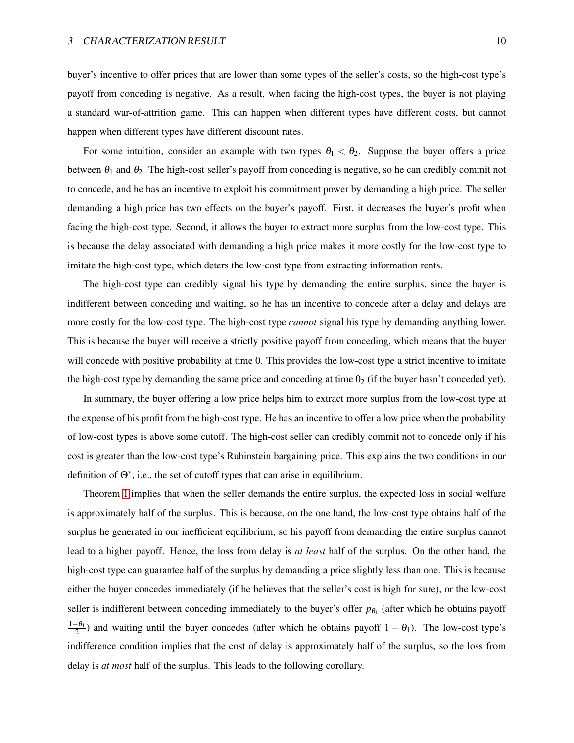buyer's incentive to offer prices that are lower than some types of the seller's costs, so the high-cost type's payoff from conceding is negative. As a result, when facing the high-cost types, the buyer is not playing a standard war-of-attrition game. This can happen when different types have different costs, but cannot happen when different types have different discount rates.

For some intuition, consider an example with two types $\theta_1 < \theta_2$. Suppose the buyer offers a price between $\theta_1$ and $\theta_2$. The high-cost seller's payoff from conceding is negative, so he can credibly commit not to concede, and he has an incentive to exploit his commitment power by demanding a high price. The seller demanding a high price has two effects on the buyer's payoff. First, it decreases the buyer's profit when facing the high-cost type. Second, it allows the buyer to extract more surplus from the low-cost type. This is because the delay associated with demanding a high price makes it more costly for the low-cost type to imitate the high-cost type, which deters the low-cost type from extracting information rents.

The high-cost type can credibly signal his type by demanding the entire surplus, since the buyer is indifferent between conceding and waiting, so he has an incentive to concede after a delay and delays are more costly for the low-cost type. The high-cost type *cannot* signal his type by demanding anything lower. This is because the buyer will receive a strictly positive payoff from conceding, which means that the buyer will concede with positive probability at time 0. This provides the low-cost type a strict incentive to imitate the high-cost type by demanding the same price and conceding at time $0_2$ (if the buyer hasn't conceded yet).

In summary, the buyer offering a low price helps him to extract more surplus from the low-cost type at the expense of his profit from the high-cost type. He has an incentive to offer a low price when the probability of low-cost types is above some cutoff. The high-cost seller can credibly commit not to concede only if his cost is greater than the low-cost type's Rubinstein bargaining price. This explains the two conditions in our definition of $\Theta^*$, i.e., the set of cutoff types that can arise in equilibrium.

Theorem 1 implies that when the seller demands the entire surplus, the expected loss in social welfare is approximately half of the surplus. This is because, on the one hand, the low-cost type obtains half of the surplus he generated in our inefficient equilibrium, so his payoff from demanding the entire surplus cannot lead to a higher payoff. Hence, the loss from delay is *at least* half of the surplus. On the other hand, the high-cost type can guarantee half of the surplus by demanding a price slightly less than one. This is because either the buyer concedes immediately (if he believes that the seller's cost is high for sure), or the low-cost seller is indifferent between conceding immediately to the buyer's offer $p_{\theta_1}$ (after which he obtains payoff $\frac{1-\theta_1}{2}$) and waiting until the buyer concedes (after which he obtains payoff $1-\theta_1$). The low-cost type's indifference condition implies that the cost of delay is approximately half of the surplus, so the loss from delay is *at most* half of the surplus. This leads to the following corollary.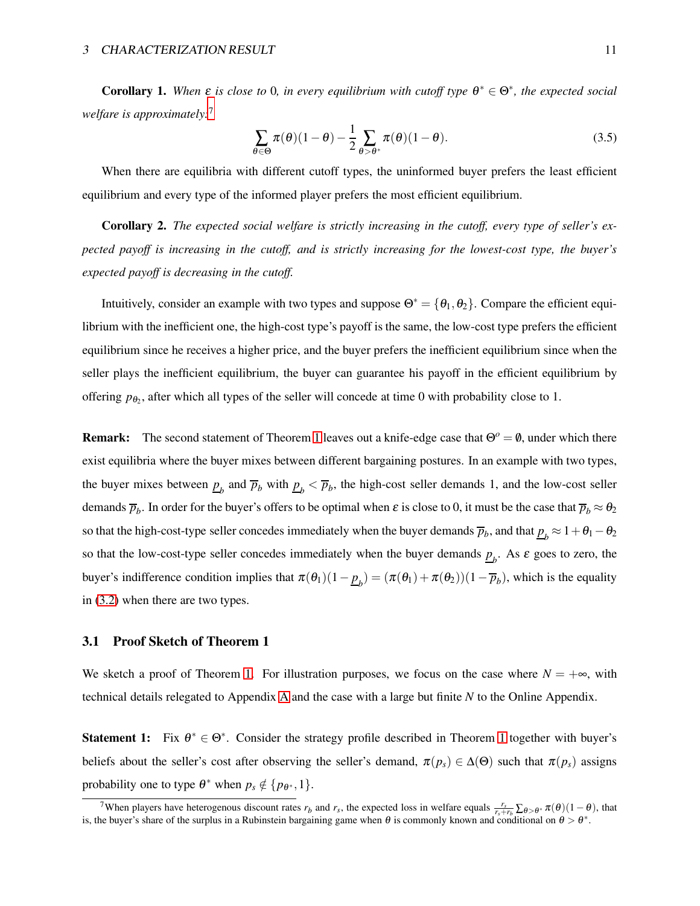**Corollary 1.** *When $\varepsilon$ is close to 0, in every equilibrium with cutoff type $\theta^* \in \Theta^*$, the expected social welfare is approximately:*[7]

$$\sum_{\theta \in \Theta} \pi(\theta)(1-\theta) - \frac{1}{2}\sum_{\theta > \theta^*} \pi(\theta)(1-\theta). \tag{3.5}$$

When there are equilibria with different cutoff types, the uninformed buyer prefers the least efficient equilibrium and every type of the informed player prefers the most efficient equilibrium.

**Corollary 2.** *The expected social welfare is strictly increasing in the cutoff, every type of seller's expected payoff is increasing in the cutoff, and is strictly increasing for the lowest-cost type, the buyer's expected payoff is decreasing in the cutoff.*

Intuitively, consider an example with two types and suppose $\Theta^* = \{\theta_1, \theta_2\}$. Compare the efficient equilibrium with the inefficient one, the high-cost type's payoff is the same, the low-cost type prefers the efficient equilibrium since he receives a higher price, and the buyer prefers the inefficient equilibrium since when the seller plays the inefficient equilibrium, the buyer can guarantee his payoff in the efficient equilibrium by offering $p_{\theta_2}$, after which all types of the seller will concede at time 0 with probability close to 1.

**Remark:** The second statement of Theorem 1 leaves out a knife-edge case that $\Theta^o = \emptyset$, under which there exist equilibria where the buyer mixes between different bargaining postures. In an example with two types, the buyer mixes between $\underline{p}_b$ and $\overline{p}_b$ with $\underline{p}_b < \overline{p}_b$, the high-cost seller demands 1, and the low-cost seller demands $\overline{p}_b$. In order for the buyer's offers to be optimal when $\varepsilon$ is close to 0, it must be the case that $\overline{p}_b \approx \theta_2$ so that the high-cost-type seller concedes immediately when the buyer demands $\overline{p}_b$, and that $\underline{p}_b \approx 1 + \theta_1 - \theta_2$ so that the low-cost-type seller concedes immediately when the buyer demands $\underline{p}_b$. As $\varepsilon$ goes to zero, the buyer's indifference condition implies that $\pi(\theta_1)(1 - \underline{p}_b) = (\pi(\theta_1) + \pi(\theta_2))(1 - \overline{p}_b)$, which is the equality in (3.2) when there are two types.

## 3.1 Proof Sketch of Theorem 1

We sketch a proof of Theorem 1. For illustration purposes, we focus on the case where $N = +\infty$, with technical details relegated to Appendix A and the case with a large but finite $N$ to the Online Appendix.

**Statement 1:** Fix $\theta^* \in \Theta^*$. Consider the strategy profile described in Theorem 1 together with buyer's beliefs about the seller's cost after observing the seller's demand, $\pi(p_s) \in \Delta(\Theta)$ such that $\pi(p_s)$ assigns probability one to type $\theta^*$ when $p_s \notin \{p_{\theta^*}, 1\}$.

[7] When players have heterogenous discount rates $r_b$ and $r_s$, the expected loss in welfare equals $\frac{r_s}{r_s + r_b}\sum_{\theta > \theta^*} \pi(\theta)(1-\theta)$, that is, the buyer's share of the surplus in a Rubinstein bargaining game when $\theta$ is commonly known and conditional on $\theta > \theta^*$.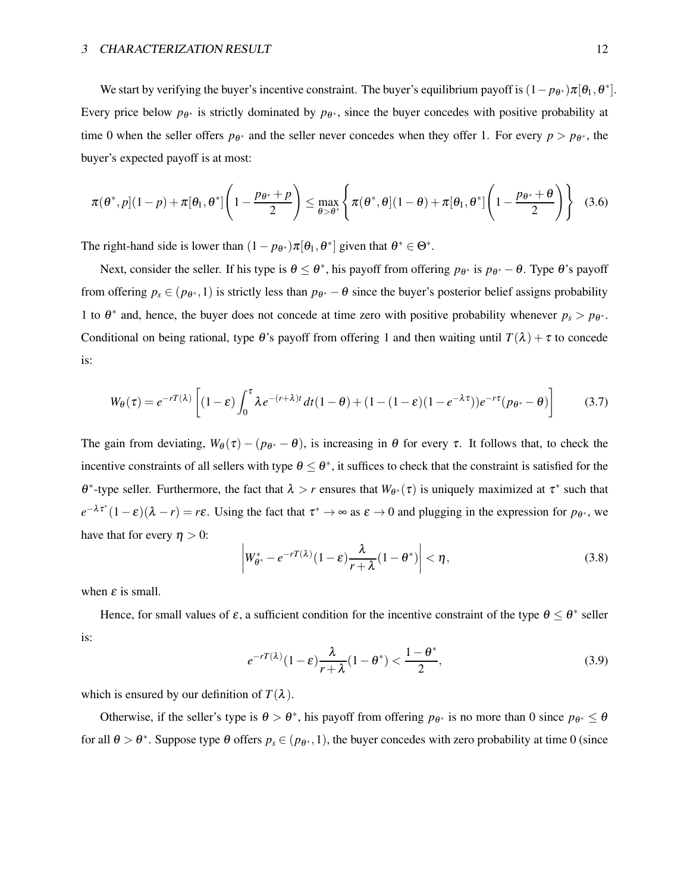We start by verifying the buyer's incentive constraint. The buyer's equilibrium payoff is $(1-p_{\theta^*})\pi[\theta_1,\theta^*]$. Every price below $p_{\theta^*}$ is strictly dominated by $p_{\theta^*}$, since the buyer concedes with positive probability at time 0 when the seller offers $p_{\theta^*}$ and the seller never concedes when they offer 1. For every $p > p_{\theta^*}$, the buyer's expected payoff is at most:

$$\pi(\theta^*,p](1-p)+\pi[\theta_1,\theta^*]\left(1-\frac{p_{\theta^*}+p}{2}\right) \leq \max_{\theta>\theta^*}\left\{\pi(\theta^*,\theta](1-\theta)+\pi[\theta_1,\theta^*]\left(1-\frac{p_{\theta^*}+\theta}{2}\right)\right\} \tag{3.6}$$

The right-hand side is lower than $(1-p_{\theta^*})\pi[\theta_1,\theta^*]$ given that $\theta^* \in \Theta^*$.

Next, consider the seller. If his type is $\theta \leq \theta^*$, his payoff from offering $p_{\theta^*}$ is $p_{\theta^*}-\theta$. Type $\theta$'s payoff from offering $p_s \in (p_{\theta^*},1)$ is strictly less than $p_{\theta^*}-\theta$ since the buyer's posterior belief assigns probability 1 to $\theta^*$ and, hence, the buyer does not concede at time zero with positive probability whenever $p_s > p_{\theta^*}$. Conditional on being rational, type $\theta$'s payoff from offering 1 and then waiting until $T(\lambda)+\tau$ to concede is:

$$W_\theta(\tau) = e^{-rT(\lambda)}\left[(1-\varepsilon)\int_0^\tau \lambda e^{-(r+\lambda)t}dt(1-\theta)+(1-(1-\varepsilon)(1-e^{-\lambda\tau}))e^{-r\tau}(p_{\theta^*}-\theta)\right] \tag{3.7}$$

The gain from deviating, $W_\theta(\tau)-(p_{\theta^*}-\theta)$, is increasing in $\theta$ for every $\tau$. It follows that, to check the incentive constraints of all sellers with type $\theta \leq \theta^*$, it suffices to check that the constraint is satisfied for the $\theta^*$-type seller. Furthermore, the fact that $\lambda > r$ ensures that $W_{\theta^*}(\tau)$ is uniquely maximized at $\tau^*$ such that $e^{-\lambda\tau^*}(1-\varepsilon)(\lambda-r) = r\varepsilon$. Using the fact that $\tau^* \to \infty$ as $\varepsilon \to 0$ and plugging in the expression for $p_{\theta^*}$, we have that for every $\eta > 0$:

$$\left|W^*_{\theta^*} - e^{-rT(\lambda)}(1-\varepsilon)\frac{\lambda}{r+\lambda}(1-\theta^*)\right| < \eta, \tag{3.8}$$

when $\varepsilon$ is small.

Hence, for small values of $\varepsilon$, a sufficient condition for the incentive constraint of the type $\theta \leq \theta^*$ seller is:

$$e^{-rT(\lambda)}(1-\varepsilon)\frac{\lambda}{r+\lambda}(1-\theta^*) < \frac{1-\theta^*}{2}, \tag{3.9}$$

which is ensured by our definition of $T(\lambda)$.

Otherwise, if the seller's type is $\theta > \theta^*$, his payoff from offering $p_{\theta^*}$ is no more than 0 since $p_{\theta^*} \leq \theta$ for all $\theta > \theta^*$. Suppose type $\theta$ offers $p_s \in (p_{\theta^*},1)$, the buyer concedes with zero probability at time 0 (since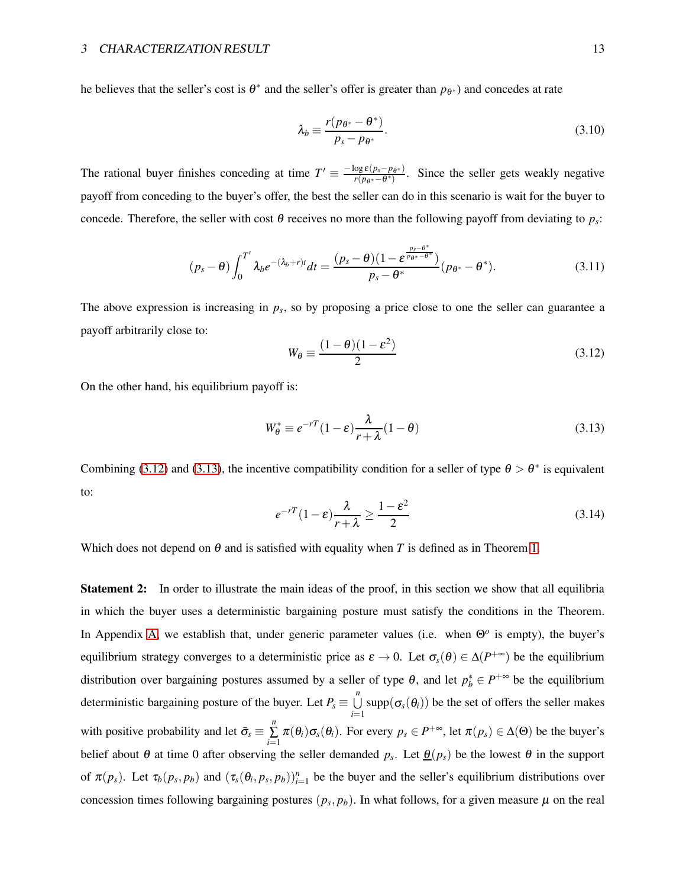he believes that the seller's cost is $\theta^*$ and the seller's offer is greater than $p_{\theta^*}$) and concedes at rate

$$\lambda_b \equiv \frac{r(p_{\theta^*} - \theta^*)}{p_s - p_{\theta^*}}. \tag{3.10}$$

The rational buyer finishes conceding at time $T' \equiv \frac{-\log \varepsilon(p_s - p_{\theta^*})}{r(p_{\theta^*} - \theta^*)}$. Since the seller gets weakly negative payoff from conceding to the buyer's offer, the best the seller can do in this scenario is wait for the buyer to concede. Therefore, the seller with cost $\theta$ receives no more than the following payoff from deviating to $p_s$:

$$(p_s - \theta)\int_0^{T'} \lambda_b e^{-(\lambda_b + r)t} dt = \frac{(p_s - \theta)(1 - \varepsilon^{\frac{p_s - \theta^*}{p_{\theta^*} - \theta^*}})}{p_s - \theta^*}(p_{\theta^*} - \theta^*). \tag{3.11}$$

The above expression is increasing in $p_s$, so by proposing a price close to one the seller can guarantee a payoff arbitrarily close to:

$$W_\theta \equiv \frac{(1-\theta)(1-\varepsilon^2)}{2} \tag{3.12}$$

On the other hand, his equilibrium payoff is:

$$W_\theta^* \equiv e^{-rT}(1-\varepsilon)\frac{\lambda}{r+\lambda}(1-\theta) \tag{3.13}$$

Combining (3.12) and (3.13), the incentive compatibility condition for a seller of type $\theta > \theta^*$ is equivalent to:

$$e^{-rT}(1-\varepsilon)\frac{\lambda}{r+\lambda} \geq \frac{1-\varepsilon^2}{2} \tag{3.14}$$

Which does not depend on $\theta$ and is satisfied with equality when $T$ is defined as in Theorem 1.

**Statement 2:** In order to illustrate the main ideas of the proof, in this section we show that all equilibria in which the buyer uses a deterministic bargaining posture must satisfy the conditions in the Theorem. In Appendix A, we establish that, under generic parameter values (i.e. when $\Theta^o$ is empty), the buyer's equilibrium strategy converges to a deterministic price as $\varepsilon \to 0$. Let $\sigma_s(\theta) \in \Delta(P^{+\infty})$ be the equilibrium distribution over bargaining postures assumed by a seller of type $\theta$, and let $p_b^* \in P^{+\infty}$ be the equilibrium deterministic bargaining posture of the buyer. Let $P_s \equiv \bigcup_{i=1}^{n} \text{supp}(\sigma_s(\theta_i))$ be the set of offers the seller makes with positive probability and let $\bar{\sigma}_s \equiv \sum_{i=1}^{n} \pi(\theta_i)\sigma_s(\theta_i)$. For every $p_s \in P^{+\infty}$, let $\pi(p_s) \in \Delta(\Theta)$ be the buyer's belief about $\theta$ at time 0 after observing the seller demanded $p_s$. Let $\underline{\theta}(p_s)$ be the lowest $\theta$ in the support of $\pi(p_s)$. Let $\tau_b(p_s, p_b)$ and $(\tau_s(\theta_i, p_s, p_b))_{i=1}^n$ be the buyer and the seller's equilibrium distributions over concession times following bargaining postures $(p_s, p_b)$. In what follows, for a given measure $\mu$ on the real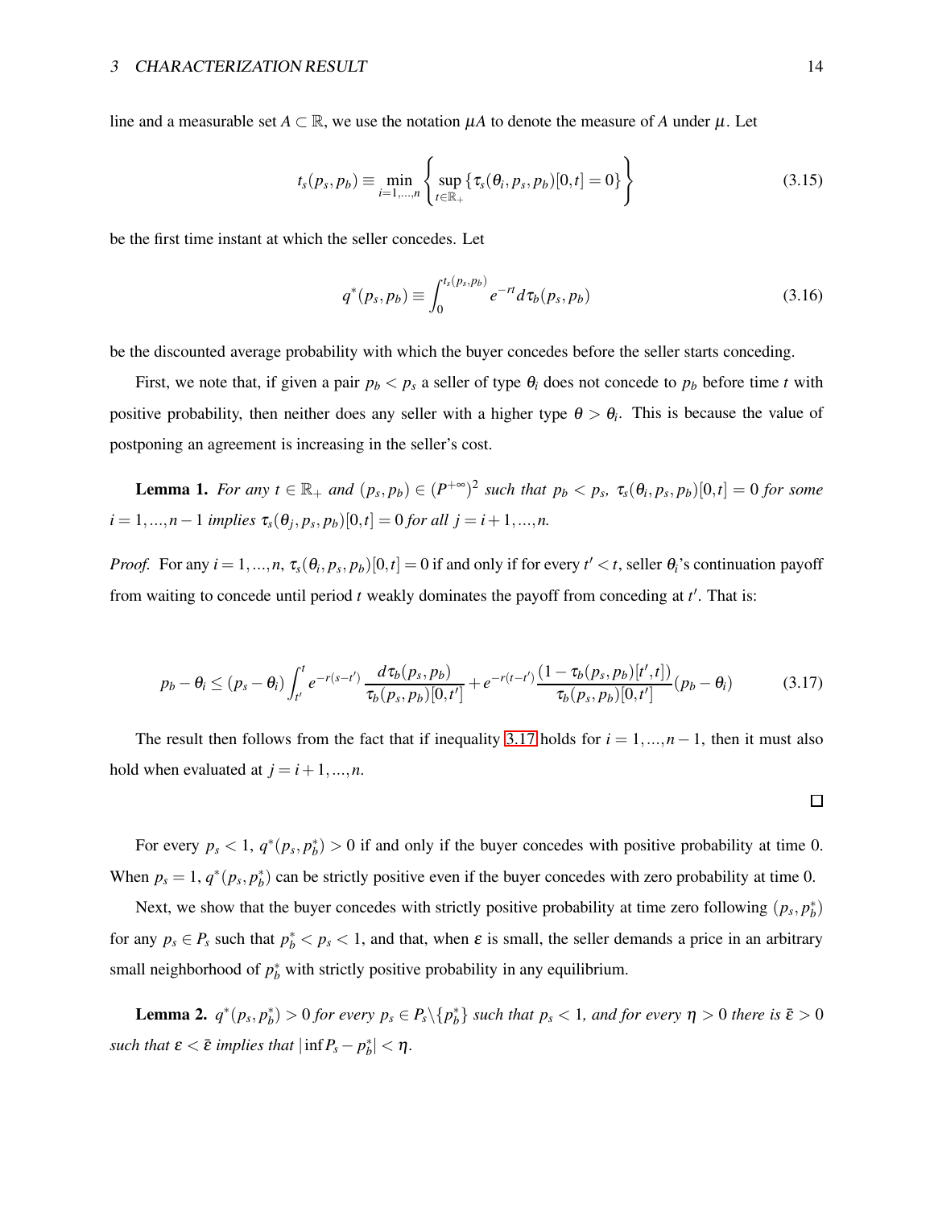line and a measurable set $A \subset \mathbb{R}$, we use the notation $\mu A$ to denote the measure of $A$ under $\mu$. Let

$$t_s(p_s, p_b) \equiv \min_{i=1,...,n} \left\{ \sup_{t \in \mathbb{R}_+} \{\tau_s(\theta_i, p_s, p_b)[0,t] = 0\} \right\} \tag{3.15}$$

be the first time instant at which the seller concedes. Let

$$q^*(p_s, p_b) \equiv \int_0^{t_s(p_s,p_b)} e^{-rt} d\tau_b(p_s, p_b) \tag{3.16}$$

be the discounted average probability with which the buyer concedes before the seller starts conceding.

First, we note that, if given a pair $p_b < p_s$ a seller of type $\theta_i$ does not concede to $p_b$ before time $t$ with positive probability, then neither does any seller with a higher type $\theta > \theta_i$. This is because the value of postponing an agreement is increasing in the seller's cost.

**Lemma 1.** *For any $t \in \mathbb{R}_+$ and $(p_s, p_b) \in (P^{+\infty})^2$ such that $p_b < p_s$, $\tau_s(\theta_i, p_s, p_b)[0,t] = 0$ for some $i = 1, ..., n-1$ implies $\tau_s(\theta_j, p_s, p_b)[0,t] = 0$ for all $j = i+1, ..., n$.*

*Proof.* For any $i = 1, ..., n$, $\tau_s(\theta_i, p_s, p_b)[0,t] = 0$ if and only if for every $t' < t$, seller $\theta_i$'s continuation payoff from waiting to concede until period $t$ weakly dominates the payoff from conceding at $t'$. That is:

$$p_b - \theta_i \leq (p_s - \theta_i) \int_{t'}^{t} e^{-r(s-t')} \frac{d\tau_b(p_s, p_b)}{\tau_b(p_s, p_b)[0,t']} + e^{-r(t-t')} \frac{(1 - \tau_b(p_s, p_b)[t',t])}{\tau_b(p_s, p_b)[0,t']} (p_b - \theta_i) \tag{3.17}$$

The result then follows from the fact that if inequality 3.17 holds for $i = 1, ..., n-1$, then it must also hold when evaluated at $j = i+1, ..., n$.

□

For every $p_s < 1$, $q^*(p_s, p_b^*) > 0$ if and only if the buyer concedes with positive probability at time 0. When $p_s = 1$, $q^*(p_s, p_b^*)$ can be strictly positive even if the buyer concedes with zero probability at time 0.

Next, we show that the buyer concedes with strictly positive probability at time zero following $(p_s, p_b^*)$ for any $p_s \in P_s$ such that $p_b^* < p_s < 1$, and that, when $\varepsilon$ is small, the seller demands a price in an arbitrary small neighborhood of $p_b^*$ with strictly positive probability in any equilibrium.

**Lemma 2.** *$q^*(p_s, p_b^*) > 0$ for every $p_s \in P_s \backslash \{p_b^*\}$ such that $p_s < 1$, and for every $\eta > 0$ there is $\bar{\varepsilon} > 0$ such that $\varepsilon < \bar{\varepsilon}$ implies that $|\inf P_s - p_b^*| < \eta$.*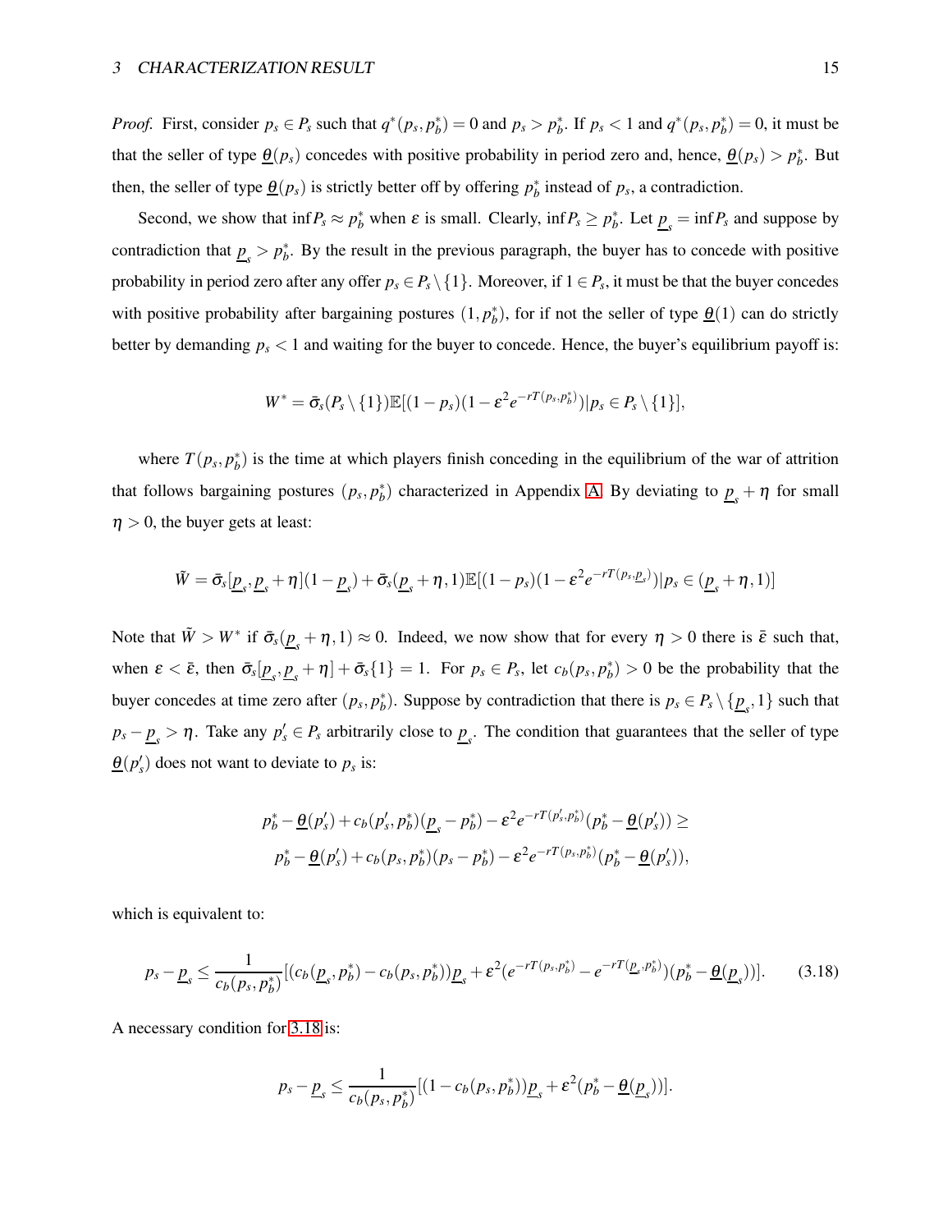*Proof.* First, consider $p_s \in P_s$ such that $q^*(p_s, p_b^*) = 0$ and $p_s > p_b^*$. If $p_s < 1$ and $q^*(p_s, p_b^*) = 0$, it must be that the seller of type $\underline{\theta}(p_s)$ concedes with positive probability in period zero and, hence, $\underline{\theta}(p_s) > p_b^*$. But then, the seller of type $\underline{\theta}(p_s)$ is strictly better off by offering $p_b^*$ instead of $p_s$, a contradiction.

Second, we show that $\inf P_s \approx p_b^*$ when $\varepsilon$ is small. Clearly, $\inf P_s \geq p_b^*$. Let $\underline{p}_s = \inf P_s$ and suppose by contradiction that $\underline{p}_s > p_b^*$. By the result in the previous paragraph, the buyer has to concede with positive probability in period zero after any offer $p_s \in P_s \setminus \{1\}$. Moreover, if $1 \in P_s$, it must be that the buyer concedes with positive probability after bargaining postures $(1, p_b^*)$, for if not the seller of type $\underline{\theta}(1)$ can do strictly better by demanding $p_s < 1$ and waiting for the buyer to concede. Hence, the buyer's equilibrium payoff is:

$$W^* = \bar{\sigma}_s(P_s \setminus \{1\})\mathbb{E}[(1-p_s)(1-\varepsilon^2 e^{-rT(p_s,p_b^*)})|p_s \in P_s \setminus \{1\}],$$

where $T(p_s, p_b^*)$ is the time at which players finish conceding in the equilibrium of the war of attrition that follows bargaining postures $(p_s, p_b^*)$ characterized in Appendix A. By deviating to $\underline{p}_s + \eta$ for small $\eta > 0$, the buyer gets at least:

$$\tilde{W} = \bar{\sigma}_s[\underline{p}_s, \underline{p}_s + \eta](1-\underline{p}_s) + \bar{\sigma}_s(\underline{p}_s + \eta, 1)\mathbb{E}[(1-p_s)(1-\varepsilon^2 e^{-rT(p_s,\underline{p}_s)})|p_s \in (\underline{p}_s + \eta, 1)]$$

Note that $\tilde{W} > W^*$ if $\bar{\sigma}_s(\underline{p}_s + \eta, 1) \approx 0$. Indeed, we now show that for every $\eta > 0$ there is $\bar{\varepsilon}$ such that, when $\varepsilon < \bar{\varepsilon}$, then $\bar{\sigma}_s[\underline{p}_s, \underline{p}_s + \eta] + \bar{\sigma}_s\{1\} = 1$. For $p_s \in P_s$, let $c_b(p_s, p_b^*) > 0$ be the probability that the buyer concedes at time zero after $(p_s, p_b^*)$. Suppose by contradiction that there is $p_s \in P_s \setminus \{\underline{p}_s, 1\}$ such that $p_s - \underline{p}_s > \eta$. Take any $p_s' \in P_s$ arbitrarily close to $\underline{p}_s$. The condition that guarantees that the seller of type $\underline{\theta}(p_s')$ does not want to deviate to $p_s$ is:

$$\begin{aligned}
p_b^* - \underline{\theta}(p_s') + c_b(p_s', p_b^*)(\underline{p}_s - p_b^*) - \varepsilon^2 e^{-rT(p_s',p_b^*)}(p_b^* - \underline{\theta}(p_s')) \geq \\
p_b^* - \underline{\theta}(p_s') + c_b(p_s, p_b^*)(p_s - p_b^*) - \varepsilon^2 e^{-rT(p_s,p_b^*)}(p_b^* - \underline{\theta}(p_s')),
\end{aligned}$$

which is equivalent to:

$$p_s - \underline{p}_s \leq \frac{1}{c_b(p_s, p_b^*)}[(c_b(\underline{p}_s, p_b^*) - c_b(p_s, p_b^*))\underline{p}_s + \varepsilon^2(e^{-rT(p_s,p_b^*)} - e^{-rT(\underline{p}_s,p_b^*)})(p_b^* - \underline{\theta}(\underline{p}_s))]. \tag{3.18}$$

A necessary condition for 3.18 is:

$$p_s - \underline{p}_s \leq \frac{1}{c_b(p_s, p_b^*)}[(1 - c_b(p_s, p_b^*))\underline{p}_s + \varepsilon^2(p_b^* - \underline{\theta}(\underline{p}_s))].$$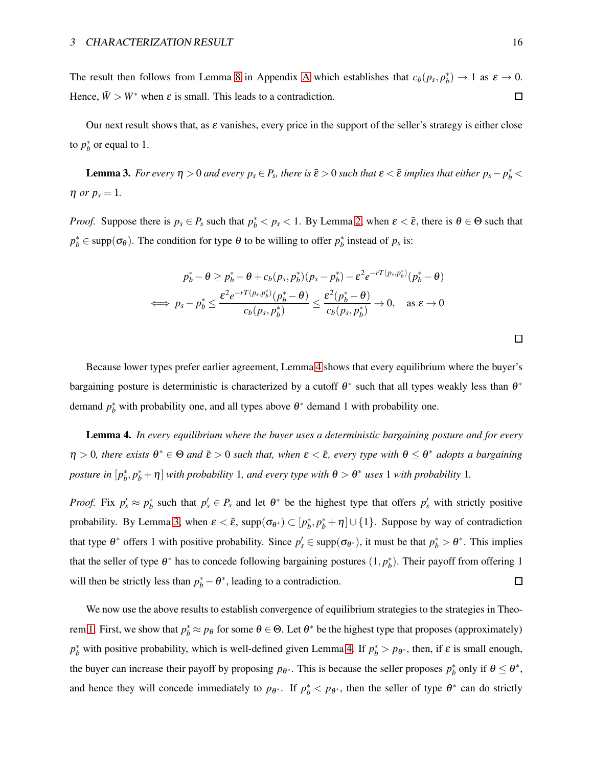The result then follows from Lemma 8 in Appendix A which establishes that $c_b(p_s, p_b^*) \to 1$ as $\varepsilon \to 0$. Hence, $\tilde{W} > W^*$ when $\varepsilon$ is small. This leads to a contradiction. $\square$

Our next result shows that, as $\varepsilon$ vanishes, every price in the support of the seller's strategy is either close to $p_b^*$ or equal to 1.

**Lemma 3.** *For every $\eta > 0$ and every $p_s \in P_s$, there is $\bar{\varepsilon} > 0$ such that $\varepsilon < \bar{\varepsilon}$ implies that either $p_s - p_b^* < \eta$ or $p_s = 1$.*

*Proof.* Suppose there is $p_s \in P_s$ such that $p_b^* < p_s < 1$. By Lemma 2, when $\varepsilon < \bar{\varepsilon}$, there is $\theta \in \Theta$ such that $p_b^* \in \text{supp}(\sigma_\theta)$. The condition for type $\theta$ to be willing to offer $p_b^*$ instead of $p_s$ is:

$$
\begin{aligned}
p_b^* - \theta &\geq p_b^* - \theta + c_b(p_s, p_b^*)(p_s - p_b^*) - \varepsilon^2 e^{-rT(p_s, p_b^*)}(p_b^* - \theta) \\
\iff p_s - p_b^* &\leq \frac{\varepsilon^2 e^{-rT(p_s, p_b^*)}(p_b^* - \theta)}{c_b(p_s, p_b^*)} \leq \frac{\varepsilon^2 (p_b^* - \theta)}{c_b(p_s, p_b^*)} \to 0, \quad \text{as } \varepsilon \to 0
\end{aligned}
$$

$\square$

Because lower types prefer earlier agreement, Lemma 4 shows that every equilibrium where the buyer's bargaining posture is deterministic is characterized by a cutoff $\theta^*$ such that all types weakly less than $\theta^*$ demand $p_b^*$ with probability one, and all types above $\theta^*$ demand 1 with probability one.

**Lemma 4.** *In every equilibrium where the buyer uses a deterministic bargaining posture and for every $\eta > 0$, there exists $\theta^* \in \Theta$ and $\bar{\varepsilon} > 0$ such that, when $\varepsilon < \bar{\varepsilon}$, every type with $\theta \leq \theta^*$ adopts a bargaining posture in $[p_b^*, p_b^* + \eta]$ with probability 1, and every type with $\theta > \theta^*$ uses 1 with probability 1.*

*Proof.* Fix $p_s' \approx p_b^*$ such that $p_s' \in P_s$ and let $\theta^*$ be the highest type that offers $p_s'$ with strictly positive probability. By Lemma 3, when $\varepsilon < \bar{\varepsilon}$, $\text{supp}(\sigma_{\theta^*}) \subset [p_b^*, p_b^* + \eta] \cup \{1\}$. Suppose by way of contradiction that type $\theta^*$ offers 1 with positive probability. Since $p_s' \in \text{supp}(\sigma_{\theta^*})$, it must be that $p_b^* > \theta^*$. This implies that the seller of type $\theta^*$ has to concede following bargaining postures $(1, p_b^*)$. Their payoff from offering 1 will then be strictly less than $p_b^* - \theta^*$, leading to a contradiction. $\square$

We now use the above results to establish convergence of equilibrium strategies to the strategies in Theorem 1. First, we show that $p_b^* \approx p_\theta$ for some $\theta \in \Theta$. Let $\theta^*$ be the highest type that proposes (approximately) $p_b^*$ with positive probability, which is well-defined given Lemma 4. If $p_b^* > p_{\theta^*}$, then, if $\varepsilon$ is small enough, the buyer can increase their payoff by proposing $p_{\theta^*}$. This is because the seller proposes $p_b^*$ only if $\theta \leq \theta^*$, and hence they will concede immediately to $p_{\theta^*}$. If $p_b^* < p_{\theta^*}$, then the seller of type $\theta^*$ can do strictly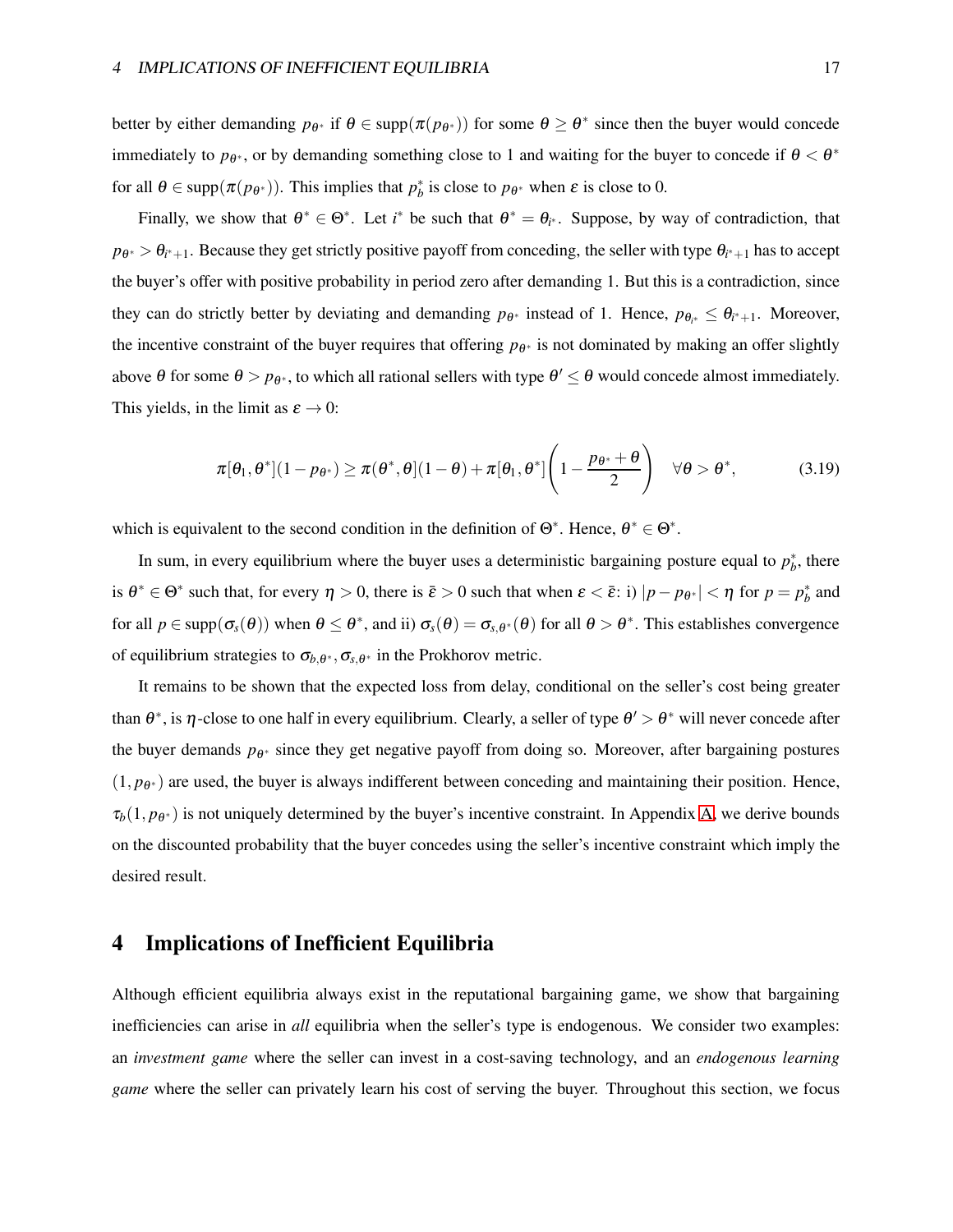better by either demanding $p_{\theta^*}$ if $\theta \in \text{supp}(\pi(p_{\theta^*}))$ for some $\theta \geq \theta^*$ since then the buyer would concede immediately to $p_{\theta^*}$, or by demanding something close to 1 and waiting for the buyer to concede if $\theta < \theta^*$ for all $\theta \in \text{supp}(\pi(p_{\theta^*}))$. This implies that $p_b^*$ is close to $p_{\theta^*}$ when $\varepsilon$ is close to 0.

Finally, we show that $\theta^* \in \Theta^*$. Let $i^*$ be such that $\theta^* = \theta_{i^*}$. Suppose, by way of contradiction, that $p_{\theta^*} > \theta_{i^*+1}$. Because they get strictly positive payoff from conceding, the seller with type $\theta_{i^*+1}$ has to accept the buyer's offer with positive probability in period zero after demanding 1. But this is a contradiction, since they can do strictly better by deviating and demanding $p_{\theta^*}$ instead of 1. Hence, $p_{\theta_{i^*}} \leq \theta_{i^*+1}$. Moreover, the incentive constraint of the buyer requires that offering $p_{\theta^*}$ is not dominated by making an offer slightly above $\theta$ for some $\theta > p_{\theta^*}$, to which all rational sellers with type $\theta' \leq \theta$ would concede almost immediately. This yields, in the limit as $\varepsilon \to 0$:

$$\pi[\theta_1, \theta^*](1 - p_{\theta^*}) \geq \pi(\theta^*, \theta](1 - \theta) + \pi[\theta_1, \theta^*]\left(1 - \frac{p_{\theta^*} + \theta}{2}\right) \quad \forall \theta > \theta^*, \tag{3.19}$$

which is equivalent to the second condition in the definition of $\Theta^*$. Hence, $\theta^* \in \Theta^*$.

In sum, in every equilibrium where the buyer uses a deterministic bargaining posture equal to $p_b^*$, there is $\theta^* \in \Theta^*$ such that, for every $\eta > 0$, there is $\bar{\varepsilon} > 0$ such that when $\varepsilon < \bar{\varepsilon}$: i) $|p - p_{\theta^*}| < \eta$ for $p = p_b^*$ and for all $p \in \text{supp}(\sigma_s(\theta))$ when $\theta \leq \theta^*$, and ii) $\sigma_s(\theta) = \sigma_{s,\theta^*}(\theta)$ for all $\theta > \theta^*$. This establishes convergence of equilibrium strategies to $\sigma_{b,\theta^*}, \sigma_{s,\theta^*}$ in the Prokhorov metric.

It remains to be shown that the expected loss from delay, conditional on the seller's cost being greater than $\theta^*$, is $\eta$-close to one half in every equilibrium. Clearly, a seller of type $\theta' > \theta^*$ will never concede after the buyer demands $p_{\theta^*}$ since they get negative payoff from doing so. Moreover, after bargaining postures $(1, p_{\theta^*})$ are used, the buyer is always indifferent between conceding and maintaining their position. Hence, $\tau_b(1, p_{\theta^*})$ is not uniquely determined by the buyer's incentive constraint. In Appendix A, we derive bounds on the discounted probability that the buyer concedes using the seller's incentive constraint which imply the desired result.

# 4 Implications of Inefficient Equilibria

Although efficient equilibria always exist in the reputational bargaining game, we show that bargaining inefficiencies can arise in *all* equilibria when the seller's type is endogenous. We consider two examples: an *investment game* where the seller can invest in a cost-saving technology, and an *endogenous learning game* where the seller can privately learn his cost of serving the buyer. Throughout this section, we focus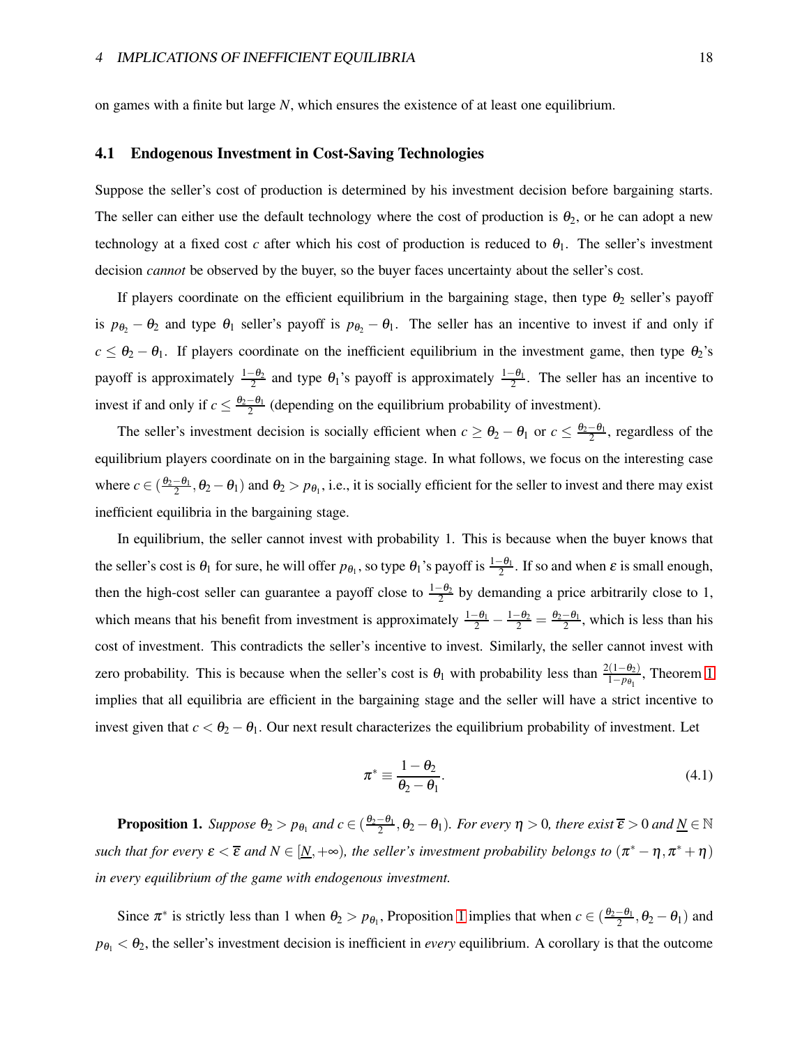on games with a finite but large $N$, which ensures the existence of at least one equilibrium.

## 4.1 Endogenous Investment in Cost-Saving Technologies

Suppose the seller's cost of production is determined by his investment decision before bargaining starts. The seller can either use the default technology where the cost of production is $\theta_2$, or he can adopt a new technology at a fixed cost $c$ after which his cost of production is reduced to $\theta_1$. The seller's investment decision *cannot* be observed by the buyer, so the buyer faces uncertainty about the seller's cost.

If players coordinate on the efficient equilibrium in the bargaining stage, then type $\theta_2$ seller's payoff is $p_{\theta_2} - \theta_2$ and type $\theta_1$ seller's payoff is $p_{\theta_2} - \theta_1$. The seller has an incentive to invest if and only if $c \leq \theta_2 - \theta_1$. If players coordinate on the inefficient equilibrium in the investment game, then type $\theta_2$'s payoff is approximately $\frac{1-\theta_2}{2}$ and type $\theta_1$'s payoff is approximately $\frac{1-\theta_1}{2}$. The seller has an incentive to invest if and only if $c \leq \frac{\theta_2-\theta_1}{2}$ (depending on the equilibrium probability of investment).

The seller's investment decision is socially efficient when $c \geq \theta_2 - \theta_1$ or $c \leq \frac{\theta_2-\theta_1}{2}$, regardless of the equilibrium players coordinate on in the bargaining stage. In what follows, we focus on the interesting case where $c \in (\frac{\theta_2-\theta_1}{2}, \theta_2 - \theta_1)$ and $\theta_2 > p_{\theta_1}$, i.e., it is socially efficient for the seller to invest and there may exist inefficient equilibria in the bargaining stage.

In equilibrium, the seller cannot invest with probability 1. This is because when the buyer knows that the seller's cost is $\theta_1$ for sure, he will offer $p_{\theta_1}$, so type $\theta_1$'s payoff is $\frac{1-\theta_1}{2}$. If so and when $\varepsilon$ is small enough, then the high-cost seller can guarantee a payoff close to $\frac{1-\theta_2}{2}$ by demanding a price arbitrarily close to 1, which means that his benefit from investment is approximately $\frac{1-\theta_1}{2} - \frac{1-\theta_2}{2} = \frac{\theta_2-\theta_1}{2}$, which is less than his cost of investment. This contradicts the seller's incentive to invest. Similarly, the seller cannot invest with zero probability. This is because when the seller's cost is $\theta_1$ with probability less than $\frac{2(1-\theta_2)}{1-p_{\theta_1}}$, Theorem 1 implies that all equilibria are efficient in the bargaining stage and the seller will have a strict incentive to invest given that $c < \theta_2 - \theta_1$. Our next result characterizes the equilibrium probability of investment. Let

$$\pi^* \equiv \frac{1-\theta_2}{\theta_2 - \theta_1}. \tag{4.1}$$

**Proposition 1.** *Suppose $\theta_2 > p_{\theta_1}$ and $c \in (\frac{\theta_2-\theta_1}{2}, \theta_2 - \theta_1)$. For every $\eta > 0$, there exist $\overline{\varepsilon} > 0$ and $\underline{N} \in \mathbb{N}$ such that for every $\varepsilon < \overline{\varepsilon}$ and $N \in [\underline{N}, +\infty)$, the seller's investment probability belongs to $(\pi^* - \eta, \pi^* + \eta)$ in every equilibrium of the game with endogenous investment.*

Since $\pi^*$ is strictly less than 1 when $\theta_2 > p_{\theta_1}$, Proposition 1 implies that when $c \in (\frac{\theta_2-\theta_1}{2}, \theta_2 - \theta_1)$ and $p_{\theta_1} < \theta_2$, the seller's investment decision is inefficient in *every* equilibrium. A corollary is that the outcome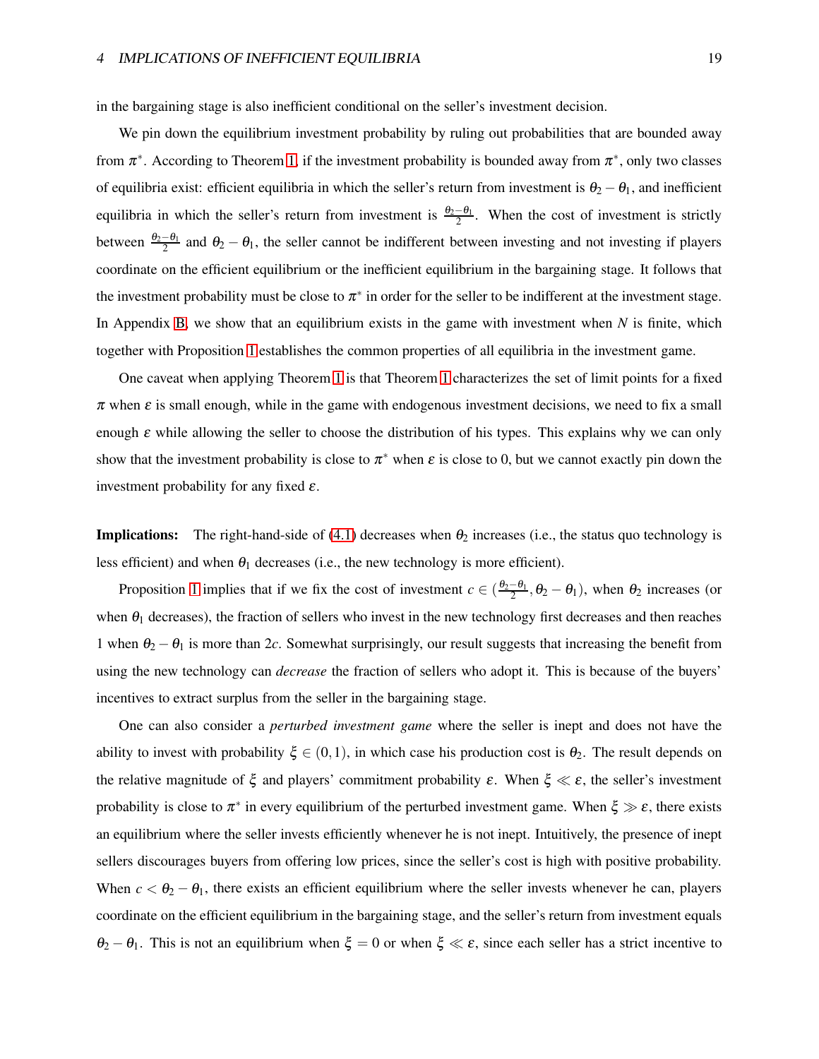in the bargaining stage is also inefficient conditional on the seller's investment decision.

We pin down the equilibrium investment probability by ruling out probabilities that are bounded away from $\pi^*$. According to Theorem 1, if the investment probability is bounded away from $\pi^*$, only two classes of equilibria exist: efficient equilibria in which the seller's return from investment is $\theta_2 - \theta_1$, and inefficient equilibria in which the seller's return from investment is $\frac{\theta_2 - \theta_1}{2}$. When the cost of investment is strictly between $\frac{\theta_2 - \theta_1}{2}$ and $\theta_2 - \theta_1$, the seller cannot be indifferent between investing and not investing if players coordinate on the efficient equilibrium or the inefficient equilibrium in the bargaining stage. It follows that the investment probability must be close to $\pi^*$ in order for the seller to be indifferent at the investment stage. In Appendix B, we show that an equilibrium exists in the game with investment when $N$ is finite, which together with Proposition 1 establishes the common properties of all equilibria in the investment game.

One caveat when applying Theorem 1 is that Theorem 1 characterizes the set of limit points for a fixed $\pi$ when $\varepsilon$ is small enough, while in the game with endogenous investment decisions, we need to fix a small enough $\varepsilon$ while allowing the seller to choose the distribution of his types. This explains why we can only show that the investment probability is close to $\pi^*$ when $\varepsilon$ is close to 0, but we cannot exactly pin down the investment probability for any fixed $\varepsilon$.

**Implications:** The right-hand-side of (4.1) decreases when $\theta_2$ increases (i.e., the status quo technology is less efficient) and when $\theta_1$ decreases (i.e., the new technology is more efficient).

Proposition 1 implies that if we fix the cost of investment $c \in (\frac{\theta_2 - \theta_1}{2}, \theta_2 - \theta_1)$, when $\theta_2$ increases (or when $\theta_1$ decreases), the fraction of sellers who invest in the new technology first decreases and then reaches 1 when $\theta_2 - \theta_1$ is more than $2c$. Somewhat surprisingly, our result suggests that increasing the benefit from using the new technology can *decrease* the fraction of sellers who adopt it. This is because of the buyers' incentives to extract surplus from the seller in the bargaining stage.

One can also consider a *perturbed investment game* where the seller is inept and does not have the ability to invest with probability $\xi \in (0,1)$, in which case his production cost is $\theta_2$. The result depends on the relative magnitude of $\xi$ and players' commitment probability $\varepsilon$. When $\xi \ll \varepsilon$, the seller's investment probability is close to $\pi^*$ in every equilibrium of the perturbed investment game. When $\xi \gg \varepsilon$, there exists an equilibrium where the seller invests efficiently whenever he is not inept. Intuitively, the presence of inept sellers discourages buyers from offering low prices, since the seller's cost is high with positive probability. When $c < \theta_2 - \theta_1$, there exists an efficient equilibrium where the seller invests whenever he can, players coordinate on the efficient equilibrium in the bargaining stage, and the seller's return from investment equals $\theta_2 - \theta_1$. This is not an equilibrium when $\xi = 0$ or when $\xi \ll \varepsilon$, since each seller has a strict incentive to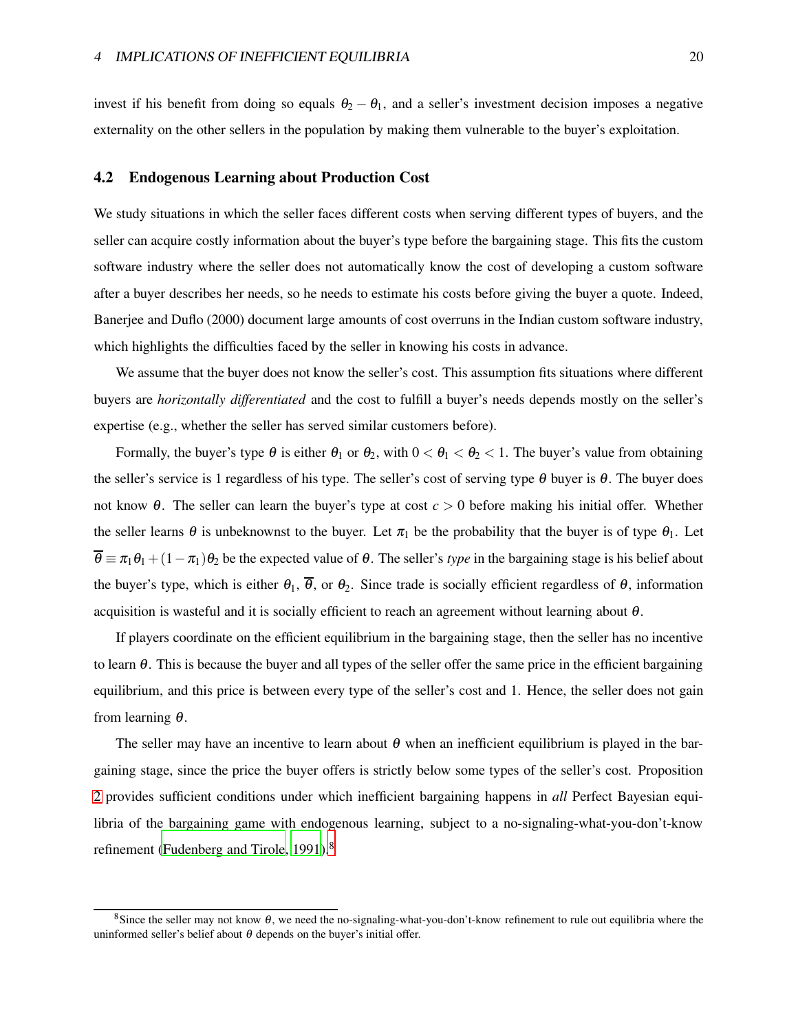invest if his benefit from doing so equals $\theta_2 - \theta_1$, and a seller's investment decision imposes a negative externality on the other sellers in the population by making them vulnerable to the buyer's exploitation.

## 4.2 Endogenous Learning about Production Cost

We study situations in which the seller faces different costs when serving different types of buyers, and the seller can acquire costly information about the buyer's type before the bargaining stage. This fits the custom software industry where the seller does not automatically know the cost of developing a custom software after a buyer describes her needs, so he needs to estimate his costs before giving the buyer a quote. Indeed, Banerjee and Duflo (2000) document large amounts of cost overruns in the Indian custom software industry, which highlights the difficulties faced by the seller in knowing his costs in advance.

We assume that the buyer does not know the seller's cost. This assumption fits situations where different buyers are *horizontally differentiated* and the cost to fulfill a buyer's needs depends mostly on the seller's expertise (e.g., whether the seller has served similar customers before).

Formally, the buyer's type $\theta$ is either $\theta_1$ or $\theta_2$, with $0 < \theta_1 < \theta_2 < 1$. The buyer's value from obtaining the seller's service is 1 regardless of his type. The seller's cost of serving type $\theta$ buyer is $\theta$. The buyer does not know $\theta$. The seller can learn the buyer's type at cost $c > 0$ before making his initial offer. Whether the seller learns $\theta$ is unbeknownst to the buyer. Let $\pi_1$ be the probability that the buyer is of type $\theta_1$. Let $\overline{\theta} \equiv \pi_1\theta_1 + (1-\pi_1)\theta_2$ be the expected value of $\theta$. The seller's *type* in the bargaining stage is his belief about the buyer's type, which is either $\theta_1$, $\overline{\theta}$, or $\theta_2$. Since trade is socially efficient regardless of $\theta$, information acquisition is wasteful and it is socially efficient to reach an agreement without learning about $\theta$.

If players coordinate on the efficient equilibrium in the bargaining stage, then the seller has no incentive to learn $\theta$. This is because the buyer and all types of the seller offer the same price in the efficient bargaining equilibrium, and this price is between every type of the seller's cost and 1. Hence, the seller does not gain from learning $\theta$.

The seller may have an incentive to learn about $\theta$ when an inefficient equilibrium is played in the bargaining stage, since the price the buyer offers is strictly below some types of the seller's cost. Proposition 2 provides sufficient conditions under which inefficient bargaining happens in *all* Perfect Bayesian equilibria of the bargaining game with endogenous learning, subject to a no-signaling-what-you-don't-know refinement (Fudenberg and Tirole, 1991).[8]

[8] Since the seller may not know $\theta$, we need the no-signaling-what-you-don't-know refinement to rule out equilibria where the uninformed seller's belief about $\theta$ depends on the buyer's initial offer.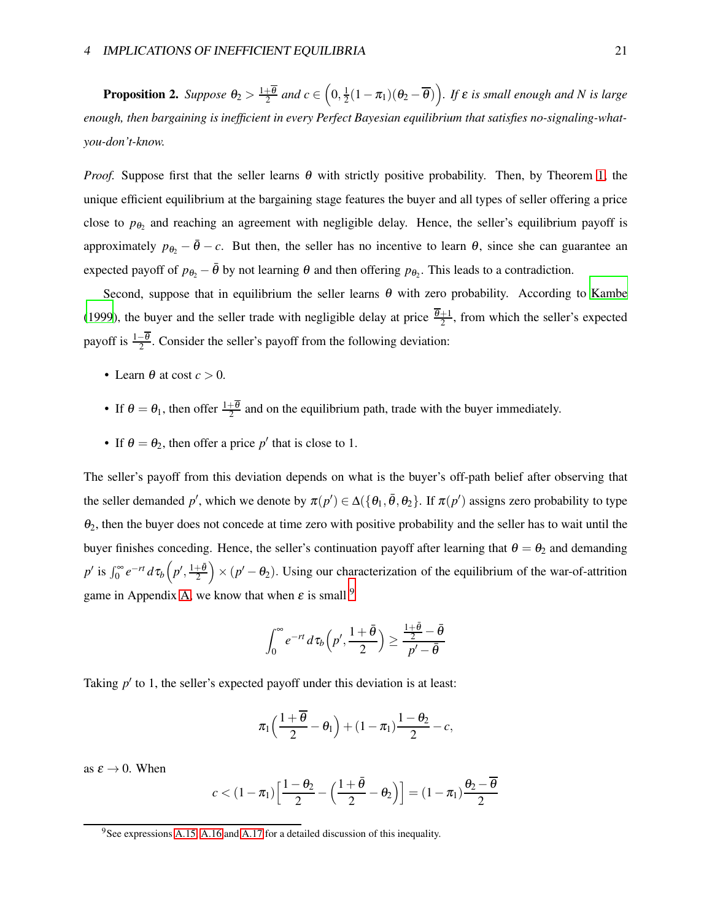**Proposition 2.** *Suppose $\theta_2 > \frac{1+\overline{\theta}}{2}$ and $c \in \left(0, \frac{1}{2}(1-\pi_1)(\theta_2 - \overline{\theta})\right)$. If $\varepsilon$ is small enough and $N$ is large enough, then bargaining is inefficient in every Perfect Bayesian equilibrium that satisfies no-signaling-what-you-don't-know.*

*Proof.* Suppose first that the seller learns $\theta$ with strictly positive probability. Then, by Theorem 1, the unique efficient equilibrium at the bargaining stage features the buyer and all types of seller offering a price close to $p_{\theta_2}$ and reaching an agreement with negligible delay. Hence, the seller's equilibrium payoff is approximately $p_{\theta_2} - \bar{\theta} - c$. But then, the seller has no incentive to learn $\theta$, since she can guarantee an expected payoff of $p_{\theta_2} - \bar{\theta}$ by not learning $\theta$ and then offering $p_{\theta_2}$. This leads to a contradiction.

Second, suppose that in equilibrium the seller learns $\theta$ with zero probability. According to Kambe (1999), the buyer and the seller trade with negligible delay at price $\frac{\overline{\theta}+1}{2}$, from which the seller's expected payoff is $\frac{1-\overline{\theta}}{2}$. Consider the seller's payoff from the following deviation:

- Learn $\theta$ at cost $c > 0$.
- If $\theta = \theta_1$, then offer $\frac{1+\overline{\theta}}{2}$ and on the equilibrium path, trade with the buyer immediately.
- If $\theta = \theta_2$, then offer a price $p'$ that is close to 1.

The seller's payoff from this deviation depends on what is the buyer's off-path belief after observing that the seller demanded $p'$, which we denote by $\pi(p') \in \Delta(\{\theta_1, \bar{\theta}, \theta_2\})$. If $\pi(p')$ assigns zero probability to type $\theta_2$, then the buyer does not concede at time zero with positive probability and the seller has to wait until the buyer finishes conceding. Hence, the seller's continuation payoff after learning that $\theta = \theta_2$ and demanding $p'$ is $\int_0^\infty e^{-rt}\, d\tau_b\left(p', \frac{1+\bar{\theta}}{2}\right) \times (p' - \theta_2)$. Using our characterization of the equilibrium of the war-of-attrition game in Appendix A, we know that when $\varepsilon$ is small[9]

$$\int_0^\infty e^{-rt}\, d\tau_b\left(p', \frac{1+\bar{\theta}}{2}\right) \geq \frac{\frac{1+\bar{\theta}}{2} - \bar{\theta}}{p' - \bar{\theta}}$$

Taking $p'$ to 1, the seller's expected payoff under this deviation is at least:

$$\pi_1\left(\frac{1+\overline{\theta}}{2} - \theta_1\right) + (1-\pi_1)\frac{1-\theta_2}{2} - c,$$

as $\varepsilon \to 0$. When

$$c < (1-\pi_1)\left[\frac{1-\theta_2}{2} - \left(\frac{1+\bar{\theta}}{2} - \theta_2\right)\right] = (1-\pi_1)\frac{\theta_2 - \overline{\theta}}{2}$$

[9] See expressions A.15, A.16 and A.17 for a detailed discussion of this inequality.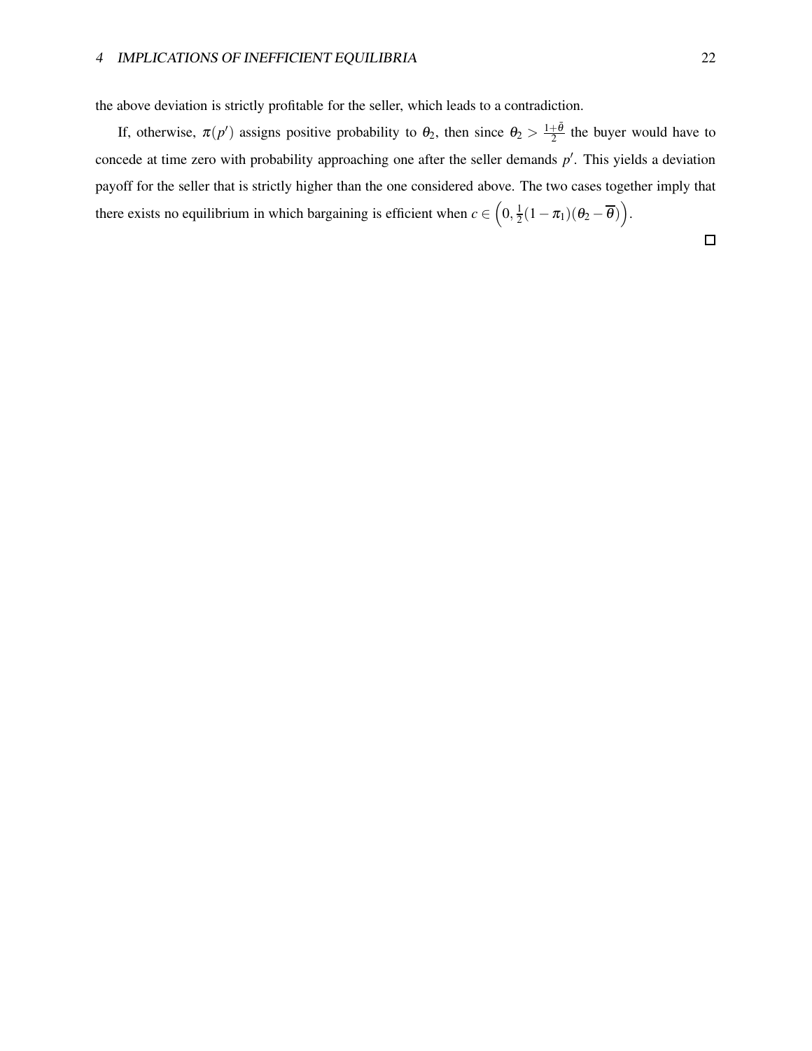the above deviation is strictly profitable for the seller, which leads to a contradiction.

If, otherwise, $\pi(p')$ assigns positive probability to $\theta_2$, then since $\theta_2 > \frac{1+\bar{\theta}}{2}$ the buyer would have to concede at time zero with probability approaching one after the seller demands $p'$. This yields a deviation payoff for the seller that is strictly higher than the one considered above. The two cases together imply that there exists no equilibrium in which bargaining is efficient when $c \in \left(0, \frac{1}{2}(1-\pi_1)(\theta_2 - \overline{\theta})\right)$.

$\square$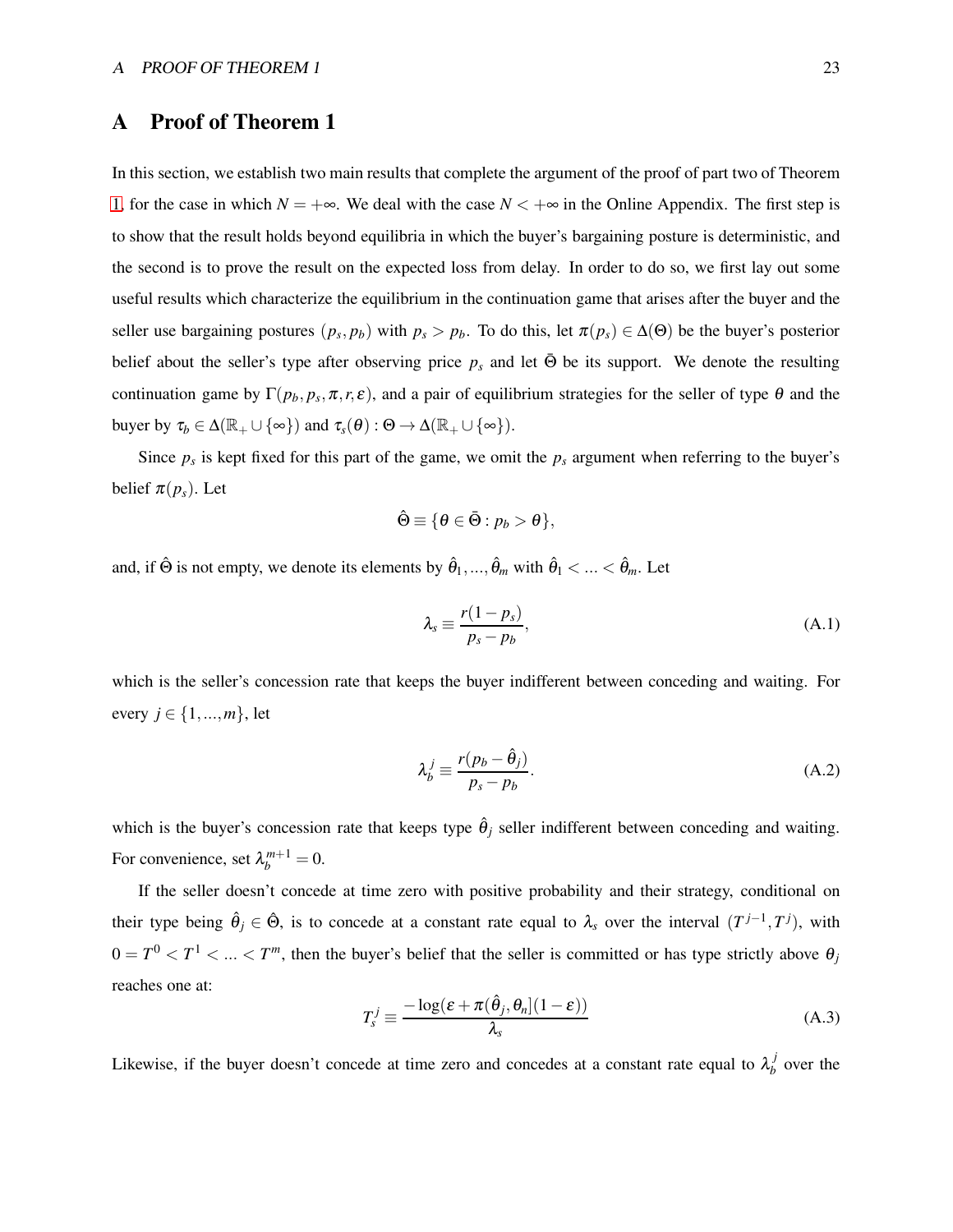# A Proof of Theorem 1

In this section, we establish two main results that complete the argument of the proof of part two of Theorem 1, for the case in which $N = +\infty$. We deal with the case $N < +\infty$ in the Online Appendix. The first step is to show that the result holds beyond equilibria in which the buyer's bargaining posture is deterministic, and the second is to prove the result on the expected loss from delay. In order to do so, we first lay out some useful results which characterize the equilibrium in the continuation game that arises after the buyer and the seller use bargaining postures $(p_s, p_b)$ with $p_s > p_b$. To do this, let $\pi(p_s) \in \Delta(\Theta)$ be the buyer's posterior belief about the seller's type after observing price $p_s$ and let $\bar{\Theta}$ be its support. We denote the resulting continuation game by $\Gamma(p_b, p_s, \pi, r, \varepsilon)$, and a pair of equilibrium strategies for the seller of type $\theta$ and the buyer by $\tau_b \in \Delta(\mathbb{R}_+ \cup \{\infty\})$ and $\tau_s(\theta) : \Theta \to \Delta(\mathbb{R}_+ \cup \{\infty\})$.

Since $p_s$ is kept fixed for this part of the game, we omit the $p_s$ argument when referring to the buyer's belief $\pi(p_s)$. Let

$$\hat{\Theta} \equiv \{\theta \in \bar{\Theta} : p_b > \theta\},$$

and, if $\hat{\Theta}$ is not empty, we denote its elements by $\hat{\theta}_1, ..., \hat{\theta}_m$ with $\hat{\theta}_1 < ... < \hat{\theta}_m$. Let

$$\lambda_s \equiv \frac{r(1-p_s)}{p_s - p_b}, \tag{A.1}$$

which is the seller's concession rate that keeps the buyer indifferent between conceding and waiting. For every $j \in \{1, ..., m\}$, let

$$\lambda_b^j \equiv \frac{r(p_b - \hat{\theta}_j)}{p_s - p_b}. \tag{A.2}$$

which is the buyer's concession rate that keeps type $\hat{\theta}_j$ seller indifferent between conceding and waiting. For convenience, set $\lambda_b^{m+1} = 0$.

If the seller doesn't concede at time zero with positive probability and their strategy, conditional on their type being $\hat{\theta}_j \in \hat{\Theta}$, is to concede at a constant rate equal to $\lambda_s$ over the interval $(T^{j-1}, T^j)$, with $0 = T^0 < T^1 < ... < T^m$, then the buyer's belief that the seller is committed or has type strictly above $\theta_j$ reaches one at:

$$T_s^j \equiv \frac{-\log(\varepsilon + \pi(\hat{\theta}_j, \theta_n](1-\varepsilon))}{\lambda_s} \tag{A.3}$$

Likewise, if the buyer doesn't concede at time zero and concedes at a constant rate equal to $\lambda_b^j$ over the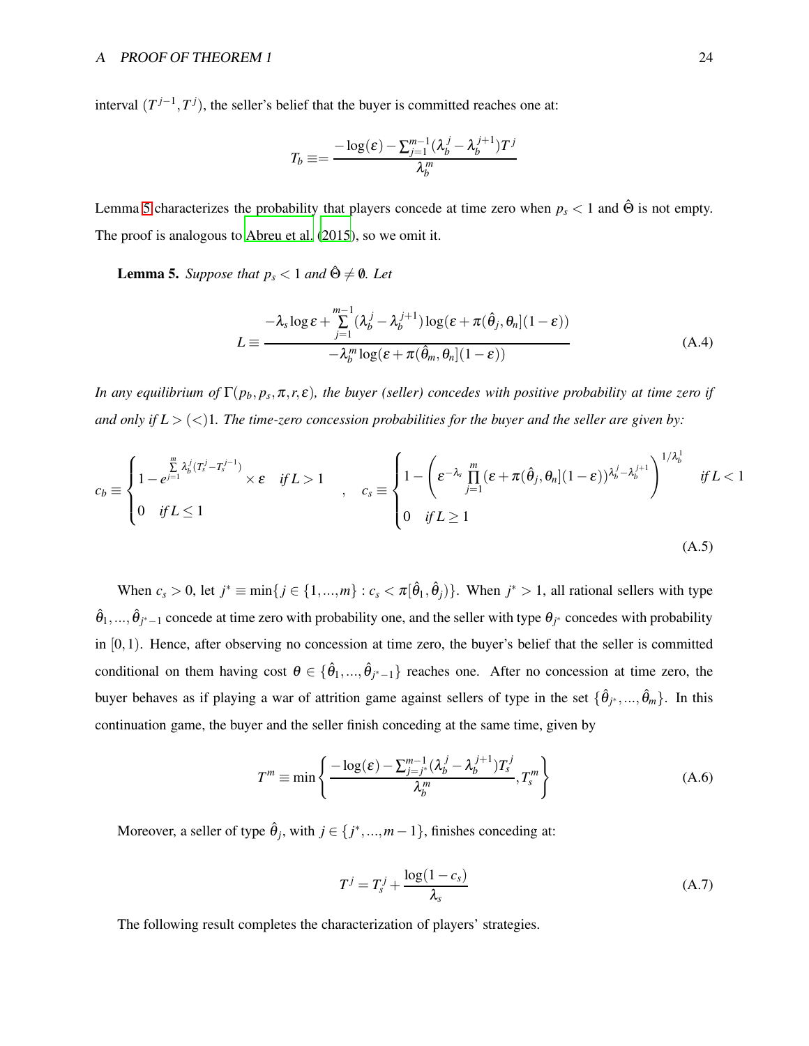interval $(T^{j-1}, T^j)$, the seller's belief that the buyer is committed reaches one at:

$$T_b \equiv = \frac{-\log(\varepsilon) - \sum_{j=1}^{m-1}(\lambda_b^j - \lambda_b^{j+1})T^j}{\lambda_b^m}$$

Lemma 5 characterizes the probability that players concede at time zero when $p_s < 1$ and $\hat{\Theta}$ is not empty. The proof is analogous to Abreu et al. (2015), so we omit it.

**Lemma 5.** *Suppose that $p_s < 1$ and $\hat{\Theta} \neq \emptyset$. Let*

$$L \equiv \frac{-\lambda_s \log \varepsilon + \sum_{j=1}^{m-1}(\lambda_b^j - \lambda_b^{j+1}) \log(\varepsilon + \pi(\hat{\theta}_j, \theta_n](1-\varepsilon))}{-\lambda_b^m \log(\varepsilon + \pi(\hat{\theta}_m, \theta_n](1-\varepsilon))} \tag{A.4}$$

*In any equilibrium of $\Gamma(p_b, p_s, \pi, r, \varepsilon)$, the buyer (seller) concedes with positive probability at time zero if and only if $L > (<) 1$. The time-zero concession probabilities for the buyer and the seller are given by:*

$$c_b \equiv \begin{cases} 1 - e^{\sum_{j=1}^{m} \lambda_b^j (T_s^j - T_s^{j-1})} \times \varepsilon & \text{if } L > 1 \\ 0 & \text{if } L \leq 1 \end{cases} \quad , \quad c_s \equiv \begin{cases} 1 - \left( \varepsilon^{-\lambda_s} \prod_{j=1}^{m} (\varepsilon + \pi(\hat{\theta}_j, \theta_n](1-\varepsilon))^{\lambda_b^j - \lambda_b^{j+1}} \right)^{1/\lambda_b^1} & \text{if } L < 1 \\ 0 & \text{if } L \geq 1 \end{cases} \tag{A.5}$$

When $c_s > 0$, let $j^* \equiv \min\{j \in \{1, ..., m\} : c_s < \pi[\hat{\theta}_1, \hat{\theta}_j)\}$. When $j^* > 1$, all rational sellers with type $\hat{\theta}_1, ..., \hat{\theta}_{j^*-1}$ concede at time zero with probability one, and the seller with type $\theta_{j^*}$ concedes with probability in $[0, 1)$. Hence, after observing no concession at time zero, the buyer's belief that the seller is committed conditional on them having cost $\theta \in \{\hat{\theta}_1, ..., \hat{\theta}_{j^*-1}\}$ reaches one. After no concession at time zero, the buyer behaves as if playing a war of attrition game against sellers of type in the set $\{\hat{\theta}_{j^*}, ..., \hat{\theta}_m\}$. In this continuation game, the buyer and the seller finish conceding at the same time, given by

$$T^m \equiv \min \left\{ \frac{-\log(\varepsilon) - \sum_{j=j^*}^{m-1}(\lambda_b^j - \lambda_b^{j+1})T_s^j}{\lambda_b^m}, T_s^m \right\} \tag{A.6}$$

Moreover, a seller of type $\hat{\theta}_j$, with $j \in \{j^*, ..., m-1\}$, finishes conceding at:

$$T^j = T_s^j + \frac{\log(1 - c_s)}{\lambda_s} \tag{A.7}$$

The following result completes the characterization of players' strategies.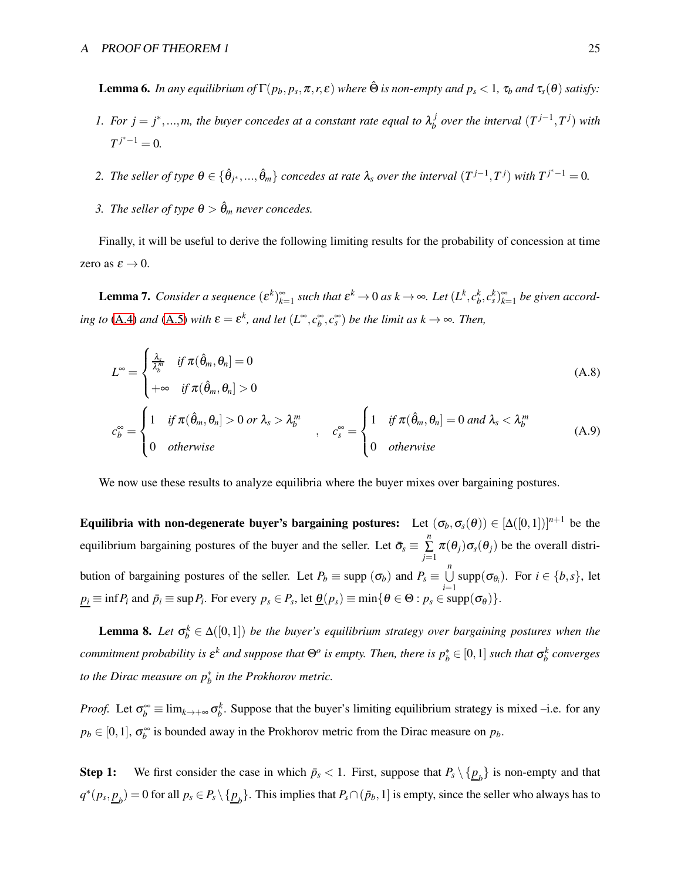**Lemma 6.** *In any equilibrium of $\Gamma(p_b, p_s, \pi, r, \varepsilon)$ where $\hat{\Theta}$ is non-empty and $p_s < 1$, $\tau_b$ and $\tau_s(\theta)$ satisfy:*

1. *For $j = j^*, ..., m$, the buyer concedes at a constant rate equal to $\lambda_b^j$ over the interval $(T^{j-1}, T^j)$ with $T^{j^*-1} = 0$.*
2. *The seller of type $\theta \in \{\hat{\theta}_{j^*}, ..., \hat{\theta}_m\}$ concedes at rate $\lambda_s$ over the interval $(T^{j-1}, T^j)$ with $T^{j^*-1} = 0$.*
3. *The seller of type $\theta > \hat{\theta}_m$ never concedes.*

Finally, it will be useful to derive the following limiting results for the probability of concession at time zero as $\varepsilon \to 0$.

**Lemma 7.** *Consider a sequence $(\varepsilon^k)_{k=1}^{\infty}$ such that $\varepsilon^k \to 0$ as $k \to \infty$. Let $(L^k, c_b^k, c_s^k)_{k=1}^{\infty}$ be given according to (A.4) and (A.5) with $\varepsilon = \varepsilon^k$, and let $(L^\infty, c_b^\infty, c_s^\infty)$ be the limit as $k \to \infty$. Then,*

$$L^\infty = \begin{cases} \frac{\lambda_s}{\lambda_b^m} & \text{if } \pi(\hat{\theta}_m, \theta_n] = 0 \\ +\infty & \text{if } \pi(\hat{\theta}_m, \theta_n] > 0 \end{cases} \tag{A.8}$$

$$c_b^\infty = \begin{cases} 1 & \text{if } \pi(\hat{\theta}_m, \theta_n] > 0 \text{ or } \lambda_s > \lambda_b^m \\ 0 & \text{otherwise} \end{cases} \quad , \quad c_s^\infty = \begin{cases} 1 & \text{if } \pi(\hat{\theta}_m, \theta_n] = 0 \text{ and } \lambda_s < \lambda_b^m \\ 0 & \text{otherwise} \end{cases} \tag{A.9}$$

We now use these results to analyze equilibria where the buyer mixes over bargaining postures.

**Equilibria with non-degenerate buyer's bargaining postures:** Let $(\sigma_b, \sigma_s(\theta)) \in [\Delta([0,1])]^{n+1}$ be the equilibrium bargaining postures of the buyer and the seller. Let $\bar{\sigma}_s \equiv \sum_{j=1}^{n} \pi(\theta_j)\sigma_s(\theta_j)$ be the overall distribution of bargaining postures of the seller. Let $P_b \equiv \text{supp}(\sigma_b)$ and $P_s \equiv \bigcup_{i=1}^{n} \text{supp}(\sigma_{\theta_i})$. For $i \in \{b, s\}$, let $\underline{p_i} \equiv \inf P_i$ and $\bar{p}_i \equiv \sup P_i$. For every $p_s \in P_s$, let $\underline{\theta}(p_s) \equiv \min\{\theta \in \Theta : p_s \in \text{supp}(\sigma_\theta)\}$.

**Lemma 8.** *Let $\sigma_b^k \in \Delta([0,1])$ be the buyer's equilibrium strategy over bargaining postures when the commitment probability is $\varepsilon^k$ and suppose that $\Theta^o$ is empty. Then, there is $p_b^* \in [0,1]$ such that $\sigma_b^k$ converges to the Dirac measure on $p_b^*$ in the Prokhorov metric.*

*Proof.* Let $\sigma_b^\infty \equiv \lim_{k \to +\infty} \sigma_b^k$. Suppose that the buyer's limiting equilibrium strategy is mixed –i.e. for any $p_b \in [0,1]$, $\sigma_b^\infty$ is bounded away in the Prokhorov metric from the Dirac measure on $p_b$.

**Step 1:** We first consider the case in which $\bar{p}_s < 1$. First, suppose that $P_s \setminus \{\underline{p_b}\}$ is non-empty and that $q^*(p_s, \underline{p_b}) = 0$ for all $p_s \in P_s \setminus \{\underline{p_b}\}$. This implies that $P_s \cap (\bar{p}_b, 1]$ is empty, since the seller who always has to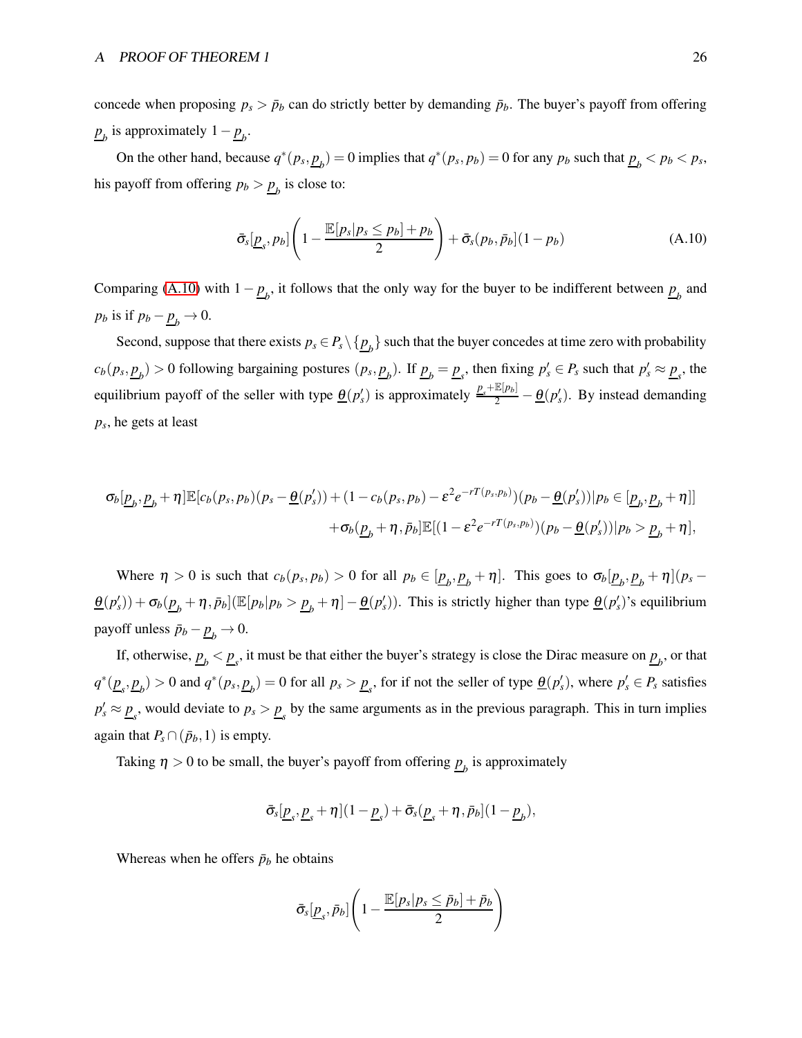concede when proposing $p_s > \bar{p}_b$ can do strictly better by demanding $\bar{p}_b$. The buyer's payoff from offering $\underline{p}_b$ is approximately $1 - \underline{p}_b$.

On the other hand, because $q^*(p_s, \underline{p}_b) = 0$ implies that $q^*(p_s, p_b) = 0$ for any $p_b$ such that $\underline{p}_b < p_b < p_s$, his payoff from offering $p_b > \underline{p}_b$ is close to:

$$\bar{\sigma}_s[\underline{p}_s, p_b]\left(1 - \frac{\mathbb{E}[p_s | p_s \leq p_b] + p_b}{2}\right) + \bar{\sigma}_s(p_b, \bar{p}_b](1 - p_b) \tag{A.10}$$

Comparing (A.10) with $1 - \underline{p}_b$, it follows that the only way for the buyer to be indifferent between $\underline{p}_b$ and $p_b$ is if $p_b - \underline{p}_b \to 0$.

Second, suppose that there exists $p_s \in P_s \setminus \{\underline{p}_b\}$ such that the buyer concedes at time zero with probability $c_b(p_s, \underline{p}_b) > 0$ following bargaining postures $(p_s, \underline{p}_b)$. If $\underline{p}_b = \underline{p}_s$, then fixing $p'_s \in P_s$ such that $p'_s \approx \underline{p}_s$, the equilibrium payoff of the seller with type $\underline{\theta}(p'_s)$ is approximately $\frac{\underline{p}_s + \mathbb{E}[p_b]}{2} - \underline{\theta}(p'_s)$. By instead demanding $p_s$, he gets at least

$$\sigma_b[\underline{p}_b, \underline{p}_b + \eta]\mathbb{E}[c_b(p_s, p_b)(p_s - \underline{\theta}(p'_s)) + (1 - c_b(p_s, p_b) - \varepsilon^2 e^{-rT(p_s, p_b)})(p_b - \underline{\theta}(p'_s)) | p_b \in [\underline{p}_b, \underline{p}_b + \eta]]$$
$$+ \sigma_b(\underline{p}_b + \eta, \bar{p}_b]\mathbb{E}[(1 - \varepsilon^2 e^{-rT(p_s, p_b)})(p_b - \underline{\theta}(p'_s)) | p_b > \underline{p}_b + \eta],$$

Where $\eta > 0$ is such that $c_b(p_s, p_b) > 0$ for all $p_b \in [\underline{p}_b, \underline{p}_b + \eta]$. This goes to $\sigma_b[\underline{p}_b, \underline{p}_b + \eta](p_s - \underline{\theta}(p'_s)) + \sigma_b(\underline{p}_b + \eta, \bar{p}_b](\mathbb{E}[p_b | p_b > \underline{p}_b + \eta] - \underline{\theta}(p'_s))$. This is strictly higher than type $\underline{\theta}(p'_s)$'s equilibrium payoff unless $\bar{p}_b - \underline{p}_b \to 0$.

If, otherwise, $\underline{p}_b < \underline{p}_s$, it must be that either the buyer's strategy is close the Dirac measure on $\underline{p}_b$, or that $q^*(\underline{p}_s, \underline{p}_b) > 0$ and $q^*(p_s, \underline{p}_b) = 0$ for all $p_s > \underline{p}_s$, for if not the seller of type $\underline{\theta}(p'_s)$, where $p'_s \in P_s$ satisfies $p'_s \approx \underline{p}_s$, would deviate to $p_s > \underline{p}_s$ by the same arguments as in the previous paragraph. This in turn implies again that $P_s \cap (\bar{p}_b, 1)$ is empty.

Taking $\eta > 0$ to be small, the buyer's payoff from offering $\underline{p}_b$ is approximately

$$\bar{\sigma}_s[\underline{p}_s, \underline{p}_s + \eta](1 - \underline{p}_s) + \bar{\sigma}_s(\underline{p}_s + \eta, \bar{p}_b](1 - \underline{p}_b),$$

Whereas when he offers $\bar{p}_b$ he obtains

$$\bar{\sigma}_s[\underline{p}_s, \bar{p}_b]\left(1 - \frac{\mathbb{E}[p_s | p_s \leq \bar{p}_b] + \bar{p}_b}{2}\right)$$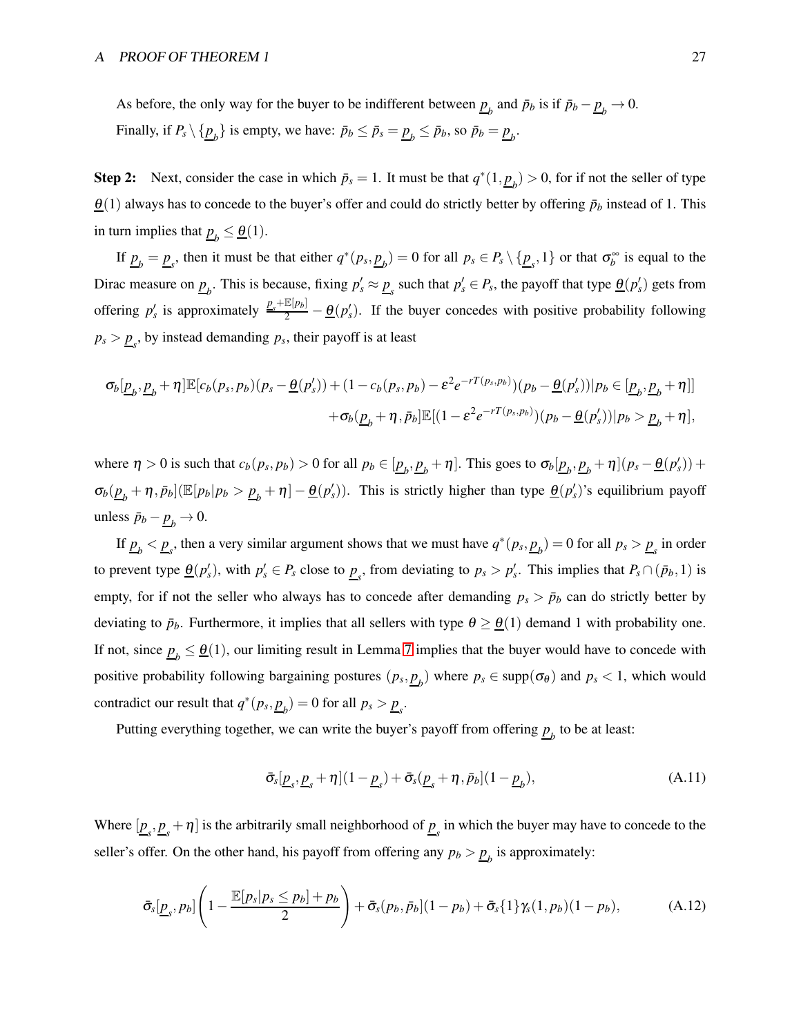As before, the only way for the buyer to be indifferent between $\underline{p}_b$ and $\bar{p}_b$ is if $\bar{p}_b - \underline{p}_b \to 0$.

Finally, if $P_s \setminus \{\underline{p}_b\}$ is empty, we have: $\bar{p}_b \leq \bar{p}_s = \underline{p}_b \leq \bar{p}_b$, so $\bar{p}_b = \underline{p}_b$.

**Step 2:** Next, consider the case in which $\bar{p}_s = 1$. It must be that $q^*(1, \underline{p}_b) > 0$, for if not the seller of type $\underline{\theta}(1)$ always has to concede to the buyer's offer and could do strictly better by offering $\bar{p}_b$ instead of 1. This in turn implies that $\underline{p}_b \leq \underline{\theta}(1)$.

If $\underline{p}_b = \underline{p}_s$, then it must be that either $q^*(p_s, \underline{p}_b) = 0$ for all $p_s \in P_s \setminus \{\underline{p}_s, 1\}$ or that $\sigma_b^\infty$ is equal to the Dirac measure on $\underline{p}_b$. This is because, fixing $p_s' \approx \underline{p}_s$ such that $p_s' \in P_s$, the payoff that type $\underline{\theta}(p_s')$ gets from offering $p_s'$ is approximately $\frac{\underline{p}_s + \mathbb{E}[p_b]}{2} - \underline{\theta}(p_s')$. If the buyer concedes with positive probability following $p_s > \underline{p}_s$, by instead demanding $p_s$, their payoff is at least

$$\sigma_b[\underline{p}_b, \underline{p}_b + \eta]\mathbb{E}[c_b(p_s, p_b)(p_s - \underline{\theta}(p_s')) + (1 - c_b(p_s, p_b) - \varepsilon^2 e^{-rT(p_s, p_b)})(p_b - \underline{\theta}(p_s'))|p_b \in [\underline{p}_b, \underline{p}_b + \eta]]$$
$$+ \sigma_b(\underline{p}_b + \eta, \bar{p}_b]\mathbb{E}[(1 - \varepsilon^2 e^{-rT(p_s, p_b)})(p_b - \underline{\theta}(p_s'))|p_b > \underline{p}_b + \eta],$$

where $\eta > 0$ is such that $c_b(p_s, p_b) > 0$ for all $p_b \in [\underline{p}_b, \underline{p}_b + \eta]$. This goes to $\sigma_b[\underline{p}_b, \underline{p}_b + \eta](p_s - \underline{\theta}(p_s')) + \sigma_b(\underline{p}_b + \eta, \bar{p}_b](\mathbb{E}[p_b|p_b > \underline{p}_b + \eta] - \underline{\theta}(p_s'))$. This is strictly higher than type $\underline{\theta}(p_s')$'s equilibrium payoff unless $\bar{p}_b - \underline{p}_b \to 0$.

If $\underline{p}_b < \underline{p}_s$, then a very similar argument shows that we must have $q^*(p_s, \underline{p}_b) = 0$ for all $p_s > \underline{p}_s$ in order to prevent type $\underline{\theta}(p_s')$, with $p_s' \in P_s$ close to $\underline{p}_s$, from deviating to $p_s > p_s'$. This implies that $P_s \cap (\bar{p}_b, 1)$ is empty, for if not the seller who always has to concede after demanding $p_s > \bar{p}_b$ can do strictly better by deviating to $\bar{p}_b$. Furthermore, it implies that all sellers with type $\theta \geq \underline{\theta}(1)$ demand 1 with probability one. If not, since $\underline{p}_b \leq \underline{\theta}(1)$, our limiting result in Lemma 7 implies that the buyer would have to concede with positive probability following bargaining postures $(p_s, \underline{p}_b)$ where $p_s \in \text{supp}(\sigma_\theta)$ and $p_s < 1$, which would contradict our result that $q^*(p_s, \underline{p}_b) = 0$ for all $p_s > \underline{p}_s$.

Putting everything together, we can write the buyer's payoff from offering $\underline{p}_b$ to be at least:

$$\bar{\sigma}_s[\underline{p}_s, \underline{p}_s + \eta](1 - \underline{p}_s) + \bar{\sigma}_s(\underline{p}_s + \eta, \bar{p}_b](1 - \underline{p}_b), \tag{A.11}$$

Where $[\underline{p}_s, \underline{p}_s + \eta]$ is the arbitrarily small neighborhood of $\underline{p}_s$ in which the buyer may have to concede to the seller's offer. On the other hand, his payoff from offering any $p_b > \underline{p}_b$ is approximately:

$$\bar{\sigma}_s[\underline{p}_s, p_b]\left(1 - \frac{\mathbb{E}[p_s|p_s \leq p_b] + p_b}{2}\right) + \bar{\sigma}_s(p_b, \bar{p}_b](1 - p_b) + \bar{\sigma}_s\{1\}\gamma_s(1, p_b)(1 - p_b), \tag{A.12}$$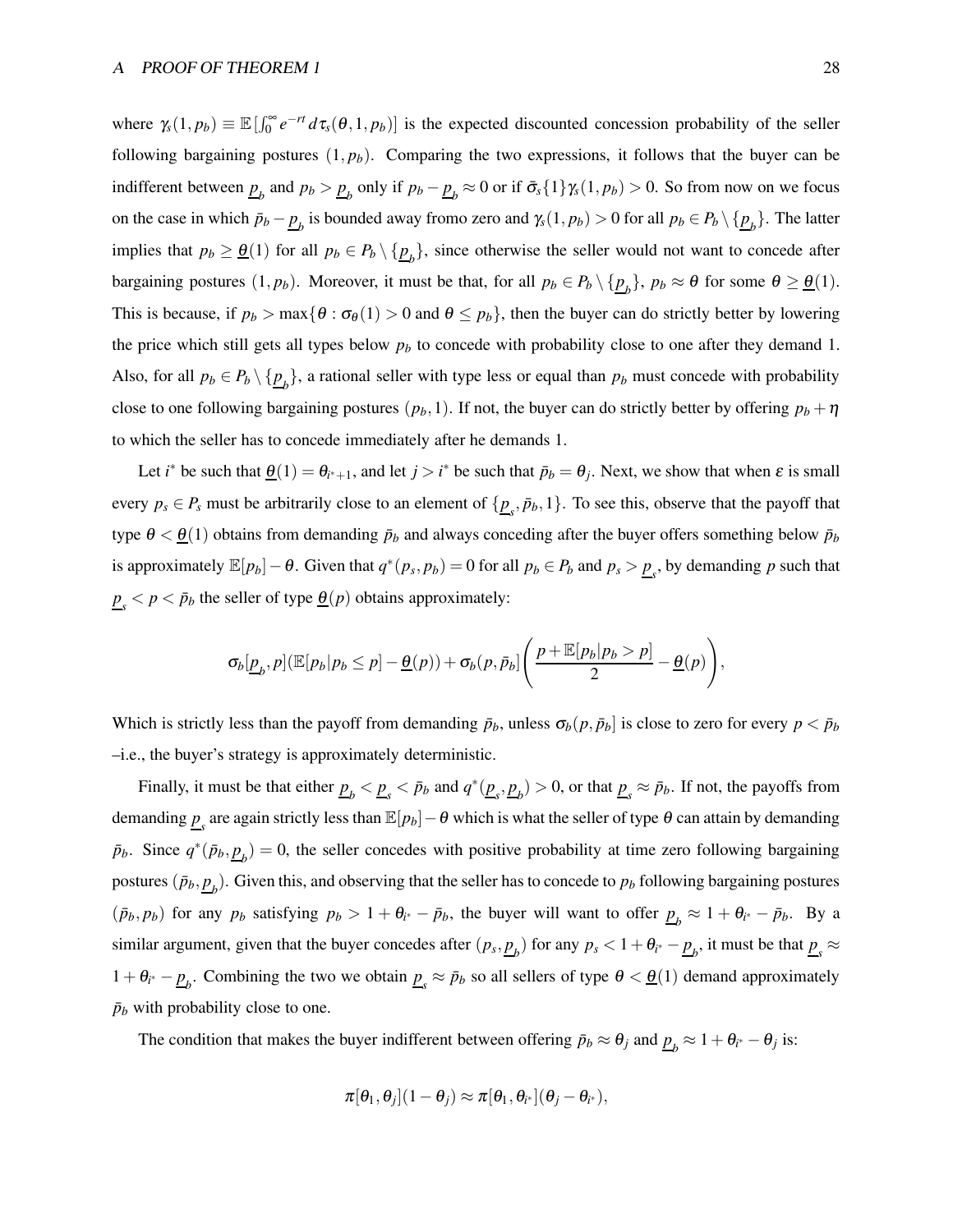where $\gamma_s(1,p_b) \equiv \mathbb{E}[\int_0^\infty e^{-rt}\, d\tau_s(\theta,1,p_b)]$ is the expected discounted concession probability of the seller following bargaining postures $(1,p_b)$. Comparing the two expressions, it follows that the buyer can be indifferent between $\underline{p}_b$ and $p_b > \underline{p}_b$ only if $p_b - \underline{p}_b \approx 0$ or if $\bar{\sigma}_s\{1\}\gamma_s(1,p_b) > 0$. So from now on we focus on the case in which $\bar{p}_b - \underline{p}_b$ is bounded away fromo zero and $\gamma_s(1,p_b) > 0$ for all $p_b \in P_b \setminus \{\underline{p}_b\}$. The latter implies that $p_b \geq \underline{\theta}(1)$ for all $p_b \in P_b \setminus \{\underline{p}_b\}$, since otherwise the seller would not want to concede after bargaining postures $(1,p_b)$. Moreover, it must be that, for all $p_b \in P_b \setminus \{\underline{p}_b\}$, $p_b \approx \theta$ for some $\theta \geq \underline{\theta}(1)$. This is because, if $p_b > \max\{\theta : \sigma_\theta(1) > 0 \text{ and } \theta \leq p_b\}$, then the buyer can do strictly better by lowering the price which still gets all types below $p_b$ to concede with probability close to one after they demand 1. Also, for all $p_b \in P_b \setminus \{\underline{p}_b\}$, a rational seller with type less or equal than $p_b$ must concede with probability close to one following bargaining postures $(p_b,1)$. If not, the buyer can do strictly better by offering $p_b + \eta$ to which the seller has to concede immediately after he demands 1.

Let $i^*$ be such that $\underline{\theta}(1) = \theta_{i^*+1}$, and let $j > i^*$ be such that $\bar{p}_b = \theta_j$. Next, we show that when $\varepsilon$ is small every $p_s \in P_s$ must be arbitrarily close to an element of $\{\underline{p}_s, \bar{p}_b, 1\}$. To see this, observe that the payoff that type $\theta < \underline{\theta}(1)$ obtains from demanding $\bar{p}_b$ and always conceding after the buyer offers something below $\bar{p}_b$ is approximately $\mathbb{E}[p_b] - \theta$. Given that $q^*(p_s,p_b) = 0$ for all $p_b \in P_b$ and $p_s > \underline{p}_s$, by demanding $p$ such that $\underline{p}_s < p < \bar{p}_b$ the seller of type $\underline{\theta}(p)$ obtains approximately:

$$\sigma_b[\underline{p}_b, p](\mathbb{E}[p_b | p_b \leq p] - \underline{\theta}(p)) + \sigma_b(p,\bar{p}_b]\left(\frac{p + \mathbb{E}[p_b | p_b > p]}{2} - \underline{\theta}(p)\right),$$

Which is strictly less than the payoff from demanding $\bar{p}_b$, unless $\sigma_b(p,\bar{p}_b]$ is close to zero for every $p < \bar{p}_b$ –i.e., the buyer's strategy is approximately deterministic.

Finally, it must be that either $\underline{p}_b < \underline{p}_s < \bar{p}_b$ and $q^*(\underline{p}_s, \underline{p}_b) > 0$, or that $\underline{p}_s \approx \bar{p}_b$. If not, the payoffs from demanding $\underline{p}_s$ are again strictly less than $\mathbb{E}[p_b] - \theta$ which is what the seller of type $\theta$ can attain by demanding $\bar{p}_b$. Since $q^*(\bar{p}_b, \underline{p}_b) = 0$, the seller concedes with positive probability at time zero following bargaining postures $(\bar{p}_b, \underline{p}_b)$. Given this, and observing that the seller has to concede to $p_b$ following bargaining postures $(\bar{p}_b, p_b)$ for any $p_b$ satisfying $p_b > 1 + \theta_{i^*} - \bar{p}_b$, the buyer will want to offer $\underline{p}_b \approx 1 + \theta_{i^*} - \bar{p}_b$. By a similar argument, given that the buyer concedes after $(p_s, \underline{p}_b)$ for any $p_s < 1 + \theta_{i^*} - \underline{p}_b$, it must be that $\underline{p}_s \approx 1 + \theta_{i^*} - \underline{p}_b$. Combining the two we obtain $\underline{p}_s \approx \bar{p}_b$ so all sellers of type $\theta < \underline{\theta}(1)$ demand approximately $\bar{p}_b$ with probability close to one.

The condition that makes the buyer indifferent between offering $\bar{p}_b \approx \theta_j$ and $\underline{p}_b \approx 1 + \theta_{i^*} - \theta_j$ is:

$$\pi[\theta_1, \theta_j](1 - \theta_j) \approx \pi[\theta_1, \theta_{i^*}](\theta_j - \theta_{i^*}),$$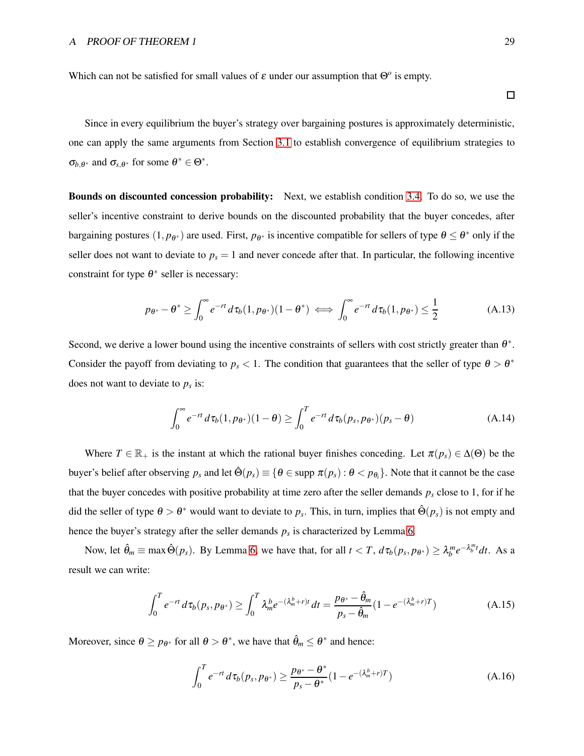Which can not be satisfied for small values of $\varepsilon$ under our assumption that $\Theta^o$ is empty.

□

Since in every equilibrium the buyer's strategy over bargaining postures is approximately deterministic, one can apply the same arguments from Section 3.1 to establish convergence of equilibrium strategies to $\sigma_{b,\theta^*}$ and $\sigma_{s,\theta^*}$ for some $\theta^* \in \Theta^*$.

**Bounds on discounted concession probability:** Next, we establish condition 3.4. To do so, we use the seller's incentive constraint to derive bounds on the discounted probability that the buyer concedes, after bargaining postures $(1, p_{\theta^*})$ are used. First, $p_{\theta^*}$ is incentive compatible for sellers of type $\theta \leq \theta^*$ only if the seller does not want to deviate to $p_s = 1$ and never concede after that. In particular, the following incentive constraint for type $\theta^*$ seller is necessary:

$$p_{\theta^*} - \theta^* \geq \int_0^\infty e^{-rt}\, d\tau_b(1, p_{\theta^*})(1-\theta^*) \iff \int_0^\infty e^{-rt}\, d\tau_b(1, p_{\theta^*}) \leq \frac{1}{2} \tag{A.13}$$

Second, we derive a lower bound using the incentive constraints of sellers with cost strictly greater than $\theta^*$. Consider the payoff from deviating to $p_s < 1$. The condition that guarantees that the seller of type $\theta > \theta^*$ does not want to deviate to $p_s$ is:

$$\int_0^\infty e^{-rt}\, d\tau_b(1, p_{\theta^*})(1-\theta) \geq \int_0^T e^{-rt}\, d\tau_b(p_s, p_{\theta^*})(p_s - \theta) \tag{A.14}$$

Where $T \in \mathbb{R}_+$ is the instant at which the rational buyer finishes conceding. Let $\pi(p_s) \in \Delta(\Theta)$ be the buyer's belief after observing $p_s$ and let $\hat{\Theta}(p_s) \equiv \{\theta \in \text{supp}\, \pi(p_s) : \theta < p_{\theta_i}\}$. Note that it cannot be the case that the buyer concedes with positive probability at time zero after the seller demands $p_s$ close to 1, for if he did the seller of type $\theta > \theta^*$ would want to deviate to $p_s$. This, in turn, implies that $\hat{\Theta}(p_s)$ is not empty and hence the buyer's strategy after the seller demands $p_s$ is characterized by Lemma 6.

Now, let $\hat{\theta}_m \equiv \max \hat{\Theta}(p_s)$. By Lemma 6, we have that, for all $t < T$, $d\tau_b(p_s, p_{\theta^*}) \geq \lambda_b^m e^{-\lambda_b^m t} dt$. As a result we can write:

$$\int_0^T e^{-rt}\, d\tau_b(p_s, p_{\theta^*}) \geq \int_0^T \lambda_m^b e^{-(\lambda_m^b + r)t}\, dt = \frac{p_{\theta^*} - \hat{\theta}_m}{p_s - \hat{\theta}_m}(1 - e^{-(\lambda_m^b + r)T}) \tag{A.15}$$

Moreover, since $\theta \geq p_{\theta^*}$ for all $\theta > \theta^*$, we have that $\hat{\theta}_m \leq \theta^*$ and hence:

$$\int_0^T e^{-rt}\, d\tau_b(p_s, p_{\theta^*}) \geq \frac{p_{\theta^*} - \theta^*}{p_s - \theta^*}(1 - e^{-(\lambda_m^b + r)T}) \tag{A.16}$$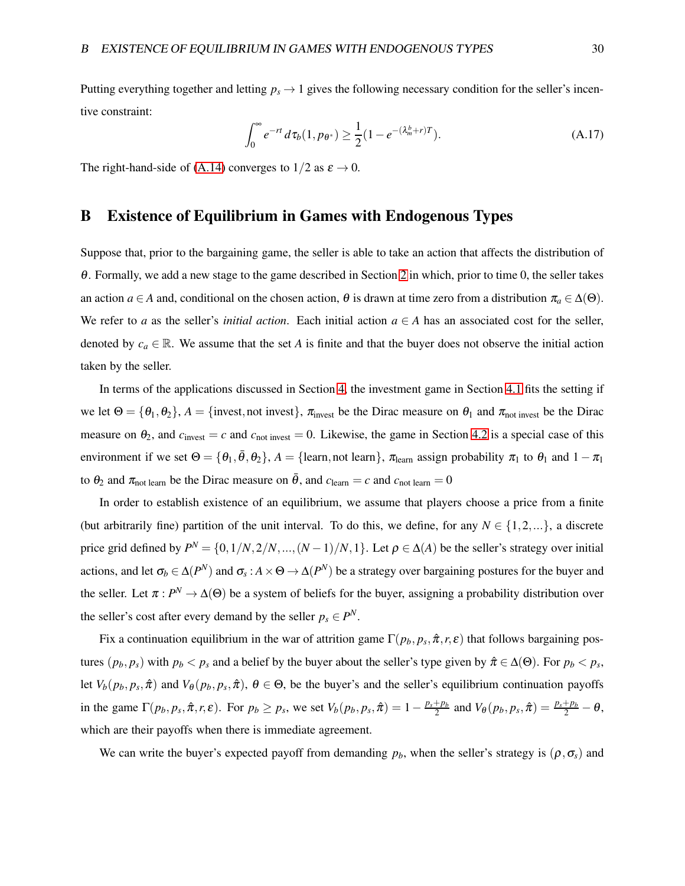Putting everything together and letting $p_s \to 1$ gives the following necessary condition for the seller's incentive constraint:

$$\int_0^\infty e^{-rt}\, d\tau_b(1, p_{\theta^*}) \geq \frac{1}{2}(1 - e^{-(\lambda_m^b + r)T}). \tag{A.17}$$

The right-hand-side of (A.14) converges to $1/2$ as $\varepsilon \to 0$.

## B Existence of Equilibrium in Games with Endogenous Types

Suppose that, prior to the bargaining game, the seller is able to take an action that affects the distribution of $\theta$. Formally, we add a new stage to the game described in Section 2 in which, prior to time 0, the seller takes an action $a \in A$ and, conditional on the chosen action, $\theta$ is drawn at time zero from a distribution $\pi_a \in \Delta(\Theta)$. We refer to $a$ as the seller's *initial action*. Each initial action $a \in A$ has an associated cost for the seller, denoted by $c_a \in \mathbb{R}$. We assume that the set $A$ is finite and that the buyer does not observe the initial action taken by the seller.

In terms of the applications discussed in Section 4, the investment game in Section 4.1 fits the setting if we let $\Theta = \{\theta_1, \theta_2\}$, $A = \{\text{invest}, \text{not invest}\}$, $\pi_{\text{invest}}$ be the Dirac measure on $\theta_1$ and $\pi_{\text{not invest}}$ be the Dirac measure on $\theta_2$, and $c_{\text{invest}} = c$ and $c_{\text{not invest}} = 0$. Likewise, the game in Section 4.2 is a special case of this environment if we set $\Theta = \{\theta_1, \bar{\theta}, \theta_2\}$, $A = \{\text{learn}, \text{not learn}\}$, $\pi_{\text{learn}}$ assign probability $\pi_1$ to $\theta_1$ and $1 - \pi_1$ to $\theta_2$ and $\pi_{\text{not learn}}$ be the Dirac measure on $\bar{\theta}$, and $c_{\text{learn}} = c$ and $c_{\text{not learn}} = 0$

In order to establish existence of an equilibrium, we assume that players choose a price from a finite (but arbitrarily fine) partition of the unit interval. To do this, we define, for any $N \in \{1, 2, ...\}$, a discrete price grid defined by $P^N = \{0, 1/N, 2/N, ..., (N-1)/N, 1\}$. Let $\rho \in \Delta(A)$ be the seller's strategy over initial actions, and let $\sigma_b \in \Delta(P^N)$ and $\sigma_s : A \times \Theta \to \Delta(P^N)$ be a strategy over bargaining postures for the buyer and the seller. Let $\pi : P^N \to \Delta(\Theta)$ be a system of beliefs for the buyer, assigning a probability distribution over the seller's cost after every demand by the seller $p_s \in P^N$.

Fix a continuation equilibrium in the war of attrition game $\Gamma(p_b, p_s, \hat{\pi}, r, \varepsilon)$ that follows bargaining postures $(p_b, p_s)$ with $p_b < p_s$ and a belief by the buyer about the seller's type given by $\hat{\pi} \in \Delta(\Theta)$. For $p_b < p_s$, let $V_b(p_b, p_s, \hat{\pi})$ and $V_\theta(p_b, p_s, \hat{\pi})$, $\theta \in \Theta$, be the buyer's and the seller's equilibrium continuation payoffs in the game $\Gamma(p_b, p_s, \hat{\pi}, r, \varepsilon)$. For $p_b \geq p_s$, we set $V_b(p_b, p_s, \hat{\pi}) = 1 - \frac{p_s + p_b}{2}$ and $V_\theta(p_b, p_s, \hat{\pi}) = \frac{p_s + p_b}{2} - \theta$, which are their payoffs when there is immediate agreement.

We can write the buyer's expected payoff from demanding $p_b$, when the seller's strategy is $(\rho, \sigma_s)$ and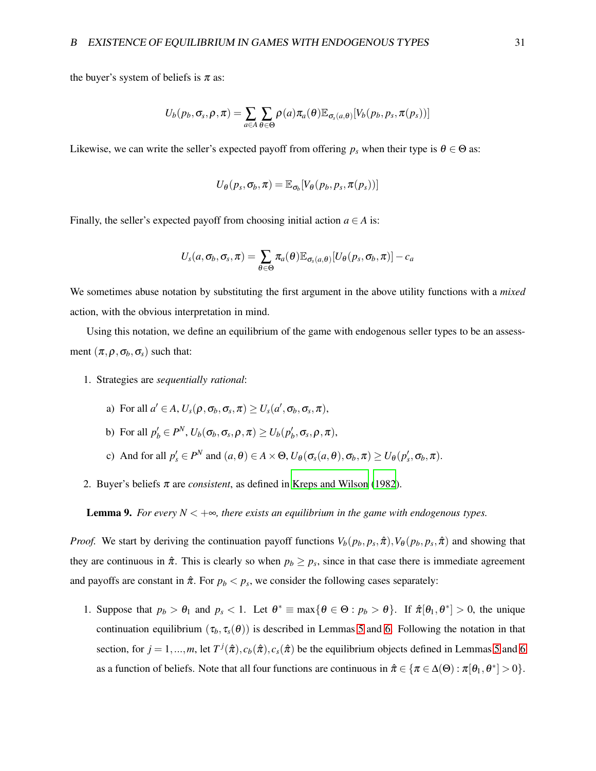the buyer's system of beliefs is $\pi$ as:

$$U_b(p_b, \sigma_s, \rho, \pi) = \sum_{a \in A} \sum_{\theta \in \Theta} \rho(a) \pi_a(\theta) \mathbb{E}_{\sigma_s(a,\theta)}[V_b(p_b, p_s, \pi(p_s))]$$

Likewise, we can write the seller's expected payoff from offering $p_s$ when their type is $\theta \in \Theta$ as:

$$U_\theta(p_s, \sigma_b, \pi) = \mathbb{E}_{\sigma_b}[V_\theta(p_b, p_s, \pi(p_s))]$$

Finally, the seller's expected payoff from choosing initial action $a \in A$ is:

$$U_s(a, \sigma_b, \sigma_s, \pi) = \sum_{\theta \in \Theta} \pi_a(\theta) \mathbb{E}_{\sigma_s(a,\theta)}[U_\theta(p_s, \sigma_b, \pi)] - c_a$$

We sometimes abuse notation by substituting the first argument in the above utility functions with a *mixed* action, with the obvious interpretation in mind.

Using this notation, we define an equilibrium of the game with endogenous seller types to be an assessment $(\pi, \rho, \sigma_b, \sigma_s)$ such that:

1. Strategies are *sequentially rational*:

   a) For all $a' \in A$, $U_s(\rho, \sigma_b, \sigma_s, \pi) \geq U_s(a', \sigma_b, \sigma_s, \pi)$,

   b) For all $p'_b \in P^N$, $U_b(\sigma_b, \sigma_s, \rho, \pi) \geq U_b(p'_b, \sigma_s, \rho, \pi)$,

   c) And for all $p'_s \in P^N$ and $(a, \theta) \in A \times \Theta$, $U_\theta(\sigma_s(a, \theta), \sigma_b, \pi) \geq U_\theta(p'_s, \sigma_b, \pi)$.

2. Buyer's beliefs $\pi$ are *consistent*, as defined in Kreps and Wilson (1982).

**Lemma 9.** *For every $N < +\infty$, there exists an equilibrium in the game with endogenous types.*

*Proof.* We start by deriving the continuation payoff functions $V_b(p_b, p_s, \hat{\pi}), V_\theta(p_b, p_s, \hat{\pi})$ and showing that they are continuous in $\hat{\pi}$. This is clearly so when $p_b \geq p_s$, since in that case there is immediate agreement and payoffs are constant in $\hat{\pi}$. For $p_b < p_s$, we consider the following cases separately:

1. Suppose that $p_b > \theta_1$ and $p_s < 1$. Let $\theta^* \equiv \max\{\theta \in \Theta : p_b > \theta\}$. If $\hat{\pi}[\theta_1, \theta^*] > 0$, the unique continuation equilibrium $(\tau_b, \tau_s(\theta))$ is described in Lemmas 5 and 6. Following the notation in that section, for $j = 1, ..., m$, let $T^j(\hat{\pi}), c_b(\hat{\pi}), c_s(\hat{\pi})$ be the equilibrium objects defined in Lemmas 5 and 6 as a function of beliefs. Note that all four functions are continuous in $\hat{\pi} \in \{\pi \in \Delta(\Theta) : \pi[\theta_1, \theta^*] > 0\}$.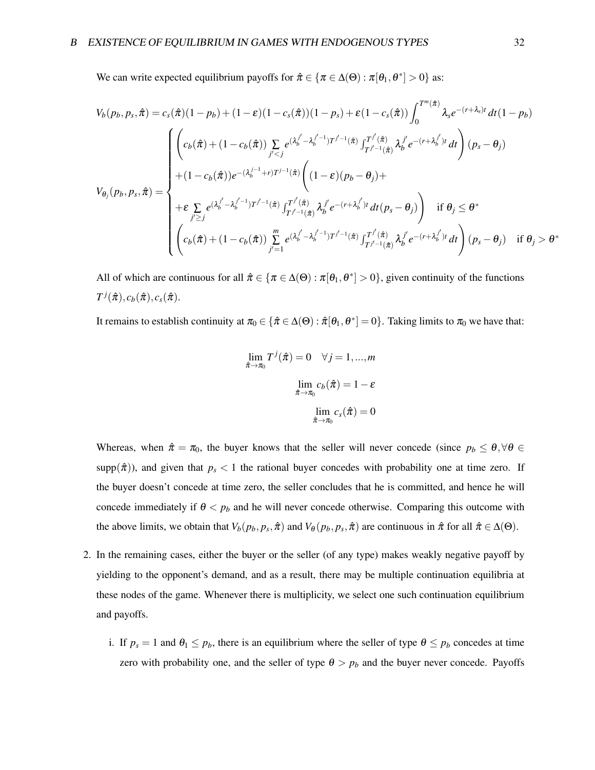We can write expected equilibrium payoffs for $\hat{\pi} \in \{\pi \in \Delta(\Theta) : \pi[\theta_1, \theta^*] > 0\}$ as:

$$V_b(p_b, p_s, \hat{\pi}) = c_s(\hat{\pi})(1-p_b) + (1-\varepsilon)(1-c_s(\hat{\pi}))(1-p_s) + \varepsilon(1-c_s(\hat{\pi}))\int_0^{T^m(\hat{\pi})} \lambda_s e^{-(r+\lambda_s)t}\,dt(1-p_b)$$

$$V_{\theta_j}(p_b, p_s, \hat{\pi}) = \begin{cases} \left(c_b(\hat{\pi}) + (1-c_b(\hat{\pi}))\sum_{j'<j} e^{(\lambda_b^{j'}-\lambda_b^{j'-1})T^{j'-1}(\hat{\pi})}\int_{T^{j'-1}(\hat{\pi})}^{T^{j'}(\hat{\pi})} \lambda_b^{j'} e^{-(r+\lambda_b^{j'})t}\,dt\right)(p_s-\theta_j) \\ +(1-c_b(\hat{\pi}))e^{-(\lambda_b^{j-1}+r)T^{j-1}(\hat{\pi})}\Bigg((1-\varepsilon)(p_b-\theta_j)+ \\ +\varepsilon\sum_{j'\geq j} e^{(\lambda_b^{j'}-\lambda_b^{j'-1})T^{j'-1}(\hat{\pi})}\int_{T^{j'-1}(\hat{\pi})}^{T^{j'}(\hat{\pi})} \lambda_b^{j'} e^{-(r+\lambda_b^{j'})t}\,dt(p_s-\theta_j)\Bigg) \quad \text{if } \theta_j \leq \theta^* \\ \left(c_b(\hat{\pi}) + (1-c_b(\hat{\pi}))\sum_{j'=1}^{m} e^{(\lambda_b^{j'}-\lambda_b^{j'-1})T^{j'-1}(\hat{\pi})}\int_{T^{j'-1}(\hat{\pi})}^{T^{j'}(\hat{\pi})} \lambda_b^{j'} e^{-(r+\lambda_b^{j'})t}\,dt\right)(p_s-\theta_j) \quad \text{if } \theta_j > \theta^* \end{cases}$$

All of which are continuous for all $\hat{\pi} \in \{\pi \in \Delta(\Theta) : \pi[\theta_1, \theta^*] > 0\}$, given continuity of the functions $T^j(\hat{\pi}), c_b(\hat{\pi}), c_s(\hat{\pi})$.

It remains to establish continuity at $\pi_0 \in \{\hat{\pi} \in \Delta(\Theta) : \hat{\pi}[\theta_1, \theta^*] = 0\}$. Taking limits to $\pi_0$ we have that:

$$\lim_{\hat{\pi}\to\pi_0} T^j(\hat{\pi}) = 0 \quad \forall j = 1, ..., m$$

$$\lim_{\hat{\pi}\to\pi_0} c_b(\hat{\pi}) = 1-\varepsilon$$

$$\lim_{\hat{\pi}\to\pi_0} c_s(\hat{\pi}) = 0$$

Whereas, when $\hat{\pi} = \pi_0$, the buyer knows that the seller will never concede (since $p_b \leq \theta, \forall \theta \in \text{supp}(\hat{\pi})$), and given that $p_s < 1$ the rational buyer concedes with probability one at time zero. If the buyer doesn't concede at time zero, the seller concludes that he is committed, and hence he will concede immediately if $\theta < p_b$ and he will never concede otherwise. Comparing this outcome with the above limits, we obtain that $V_b(p_b, p_s, \hat{\pi})$ and $V_\theta(p_b, p_s, \hat{\pi})$ are continuous in $\hat{\pi}$ for all $\hat{\pi} \in \Delta(\Theta)$.

2. In the remaining cases, either the buyer or the seller (of any type) makes weakly negative payoff by yielding to the opponent's demand, and as a result, there may be multiple continuation equilibria at these nodes of the game. Whenever there is multiplicity, we select one such continuation equilibrium and payoffs.

   i. If $p_s = 1$ and $\theta_1 \leq p_b$, there is an equilibrium where the seller of type $\theta \leq p_b$ concedes at time zero with probability one, and the seller of type $\theta > p_b$ and the buyer never concede. Payoffs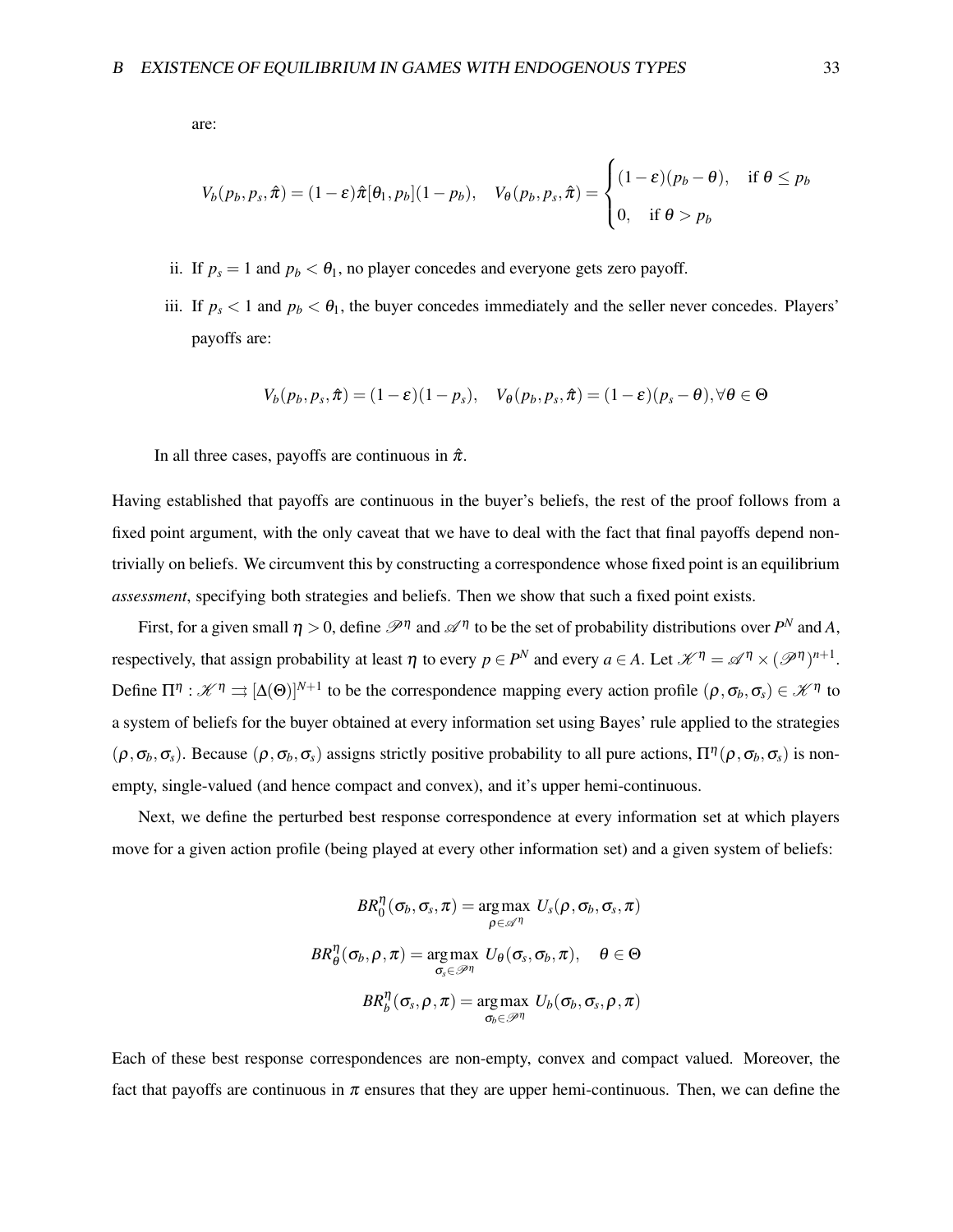are:

$$V_b(p_b, p_s, \hat{\pi}) = (1-\varepsilon)\hat{\pi}[\theta_1, p_b](1-p_b), \quad V_\theta(p_b, p_s, \hat{\pi}) = \begin{cases} (1-\varepsilon)(p_b-\theta), & \text{if } \theta \le p_b \\ 0, & \text{if } \theta > p_b \end{cases}$$

ii. If $p_s = 1$ and $p_b < \theta_1$, no player concedes and everyone gets zero payoff.

iii. If $p_s < 1$ and $p_b < \theta_1$, the buyer concedes immediately and the seller never concedes. Players' payoffs are:

$$V_b(p_b, p_s, \hat{\pi}) = (1-\varepsilon)(1-p_s), \quad V_\theta(p_b, p_s, \hat{\pi}) = (1-\varepsilon)(p_s-\theta), \forall \theta \in \Theta$$

In all three cases, payoffs are continuous in $\hat{\pi}$.

Having established that payoffs are continuous in the buyer's beliefs, the rest of the proof follows from a fixed point argument, with the only caveat that we have to deal with the fact that final payoffs depend non-trivially on beliefs. We circumvent this by constructing a correspondence whose fixed point is an equilibrium *assessment*, specifying both strategies and beliefs. Then we show that such a fixed point exists.

First, for a given small $\eta > 0$, define $\mathscr{P}^\eta$ and $\mathscr{A}^\eta$ to be the set of probability distributions over $P^N$ and $A$, respectively, that assign probability at least $\eta$ to every $p \in P^N$ and every $a \in A$. Let $\mathscr{K}^\eta = \mathscr{A}^\eta \times (\mathscr{P}^\eta)^{n+1}$. Define $\Pi^\eta : \mathscr{K}^\eta \rightrightarrows [\Delta(\Theta)]^{N+1}$ to be the correspondence mapping every action profile $(\rho, \sigma_b, \sigma_s) \in \mathscr{K}^\eta$ to a system of beliefs for the buyer obtained at every information set using Bayes' rule applied to the strategies $(\rho, \sigma_b, \sigma_s)$. Because $(\rho, \sigma_b, \sigma_s)$ assigns strictly positive probability to all pure actions, $\Pi^\eta(\rho, \sigma_b, \sigma_s)$ is non-empty, single-valued (and hence compact and convex), and it's upper hemi-continuous.

Next, we define the perturbed best response correspondence at every information set at which players move for a given action profile (being played at every other information set) and a given system of beliefs:

$$BR_0^\eta(\sigma_b, \sigma_s, \pi) = \underset{\rho \in \mathscr{A}^\eta}{\arg\max}\ U_s(\rho, \sigma_b, \sigma_s, \pi)$$

$$BR_\theta^\eta(\sigma_b, \rho, \pi) = \underset{\sigma_s \in \mathscr{P}^\eta}{\arg\max}\ U_\theta(\sigma_s, \sigma_b, \pi), \quad \theta \in \Theta$$

$$BR_b^\eta(\sigma_s, \rho, \pi) = \underset{\sigma_b \in \mathscr{P}^\eta}{\arg\max}\ U_b(\sigma_b, \sigma_s, \rho, \pi)$$

Each of these best response correspondences are non-empty, convex and compact valued. Moreover, the fact that payoffs are continuous in $\pi$ ensures that they are upper hemi-continuous. Then, we can define the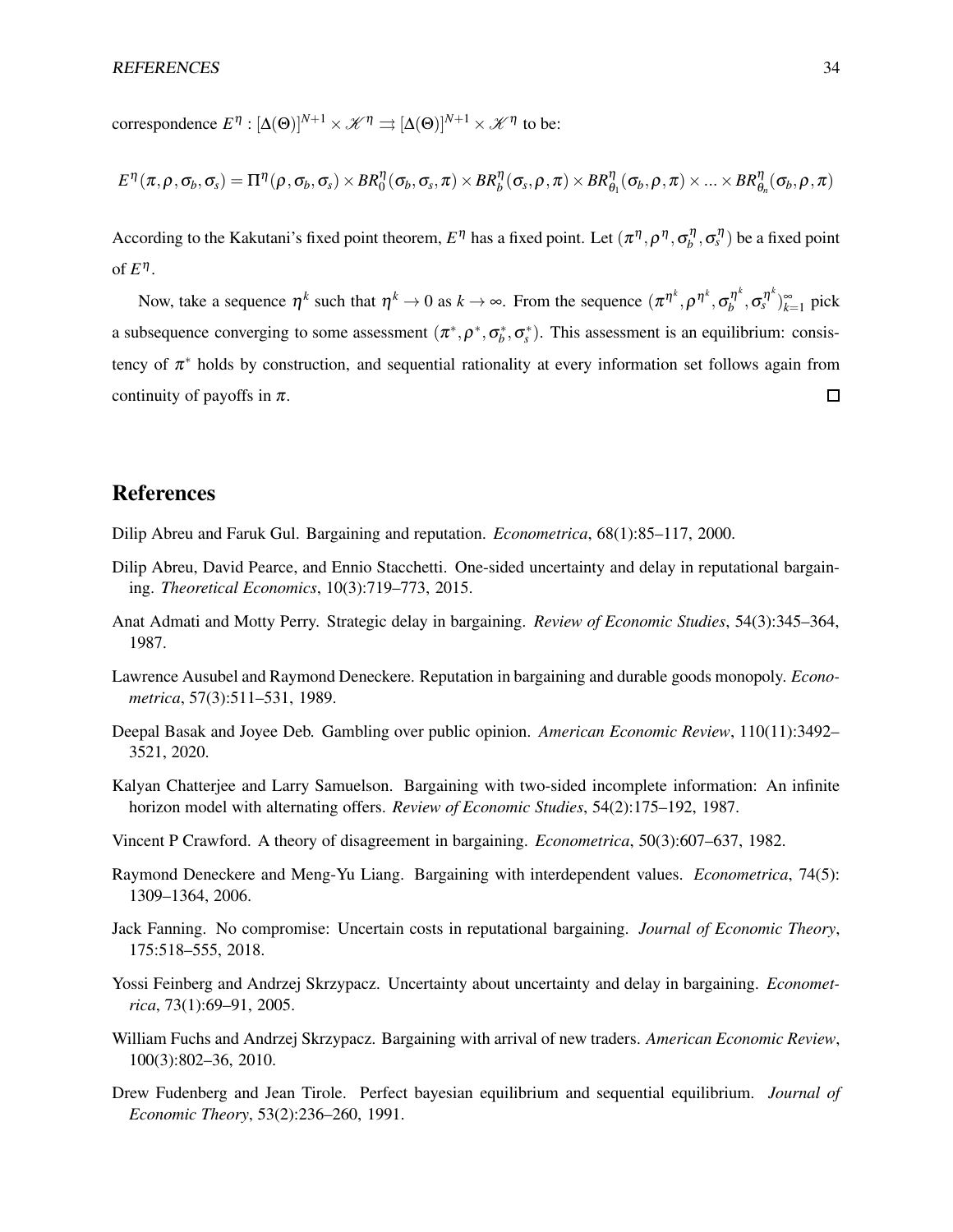correspondence $E^{\eta} : [\Delta(\Theta)]^{N+1} \times \mathscr{K}^{\eta} \rightrightarrows [\Delta(\Theta)]^{N+1} \times \mathscr{K}^{\eta}$ to be:

$$E^{\eta}(\pi, \rho, \sigma_b, \sigma_s) = \Pi^{\eta}(\rho, \sigma_b, \sigma_s) \times BR_0^{\eta}(\sigma_b, \sigma_s, \pi) \times BR_b^{\eta}(\sigma_s, \rho, \pi) \times BR_{\theta_1}^{\eta}(\sigma_b, \rho, \pi) \times ... \times BR_{\theta_n}^{\eta}(\sigma_b, \rho, \pi)$$

According to the Kakutani's fixed point theorem, $E^{\eta}$ has a fixed point. Let $(\pi^{\eta}, \rho^{\eta}, \sigma_b^{\eta}, \sigma_s^{\eta})$ be a fixed point of $E^{\eta}$.

Now, take a sequence $\eta^k$ such that $\eta^k \to 0$ as $k \to \infty$. From the sequence $(\pi^{\eta^k}, \rho^{\eta^k}, \sigma_b^{\eta^k}, \sigma_s^{\eta^k})_{k=1}^{\infty}$ pick a subsequence converging to some assessment $(\pi^*, \rho^*, \sigma_b^*, \sigma_s^*)$. This assessment is an equilibrium: consistency of $\pi^*$ holds by construction, and sequential rationality at every information set follows again from continuity of payoffs in $\pi$. □

## References

Dilip Abreu and Faruk Gul. Bargaining and reputation. *Econometrica*, 68(1):85–117, 2000.

Dilip Abreu, David Pearce, and Ennio Stacchetti. One-sided uncertainty and delay in reputational bargaining. *Theoretical Economics*, 10(3):719–773, 2015.

Anat Admati and Motty Perry. Strategic delay in bargaining. *Review of Economic Studies*, 54(3):345–364, 1987.

Lawrence Ausubel and Raymond Deneckere. Reputation in bargaining and durable goods monopoly. *Econometrica*, 57(3):511–531, 1989.

Deepal Basak and Joyee Deb. Gambling over public opinion. *American Economic Review*, 110(11):3492–3521, 2020.

Kalyan Chatterjee and Larry Samuelson. Bargaining with two-sided incomplete information: An infinite horizon model with alternating offers. *Review of Economic Studies*, 54(2):175–192, 1987.

Vincent P Crawford. A theory of disagreement in bargaining. *Econometrica*, 50(3):607–637, 1982.

Raymond Deneckere and Meng-Yu Liang. Bargaining with interdependent values. *Econometrica*, 74(5): 1309–1364, 2006.

Jack Fanning. No compromise: Uncertain costs in reputational bargaining. *Journal of Economic Theory*, 175:518–555, 2018.

Yossi Feinberg and Andrzej Skrzypacz. Uncertainty about uncertainty and delay in bargaining. *Econometrica*, 73(1):69–91, 2005.

William Fuchs and Andrzej Skrzypacz. Bargaining with arrival of new traders. *American Economic Review*, 100(3):802–36, 2010.

Drew Fudenberg and Jean Tirole. Perfect bayesian equilibrium and sequential equilibrium. *Journal of Economic Theory*, 53(2):236–260, 1991.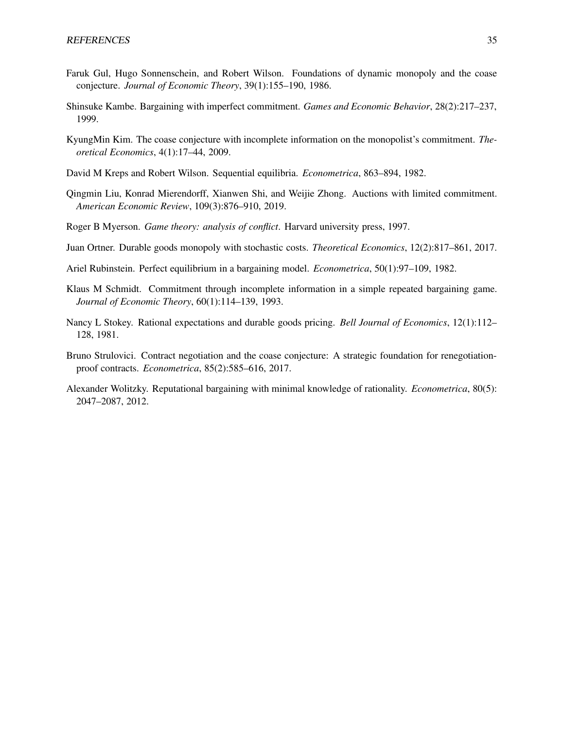Faruk Gul, Hugo Sonnenschein, and Robert Wilson. Foundations of dynamic monopoly and the coase conjecture. *Journal of Economic Theory*, 39(1):155–190, 1986.

Shinsuke Kambe. Bargaining with imperfect commitment. *Games and Economic Behavior*, 28(2):217–237, 1999.

KyungMin Kim. The coase conjecture with incomplete information on the monopolist's commitment. *Theoretical Economics*, 4(1):17–44, 2009.

David M Kreps and Robert Wilson. Sequential equilibria. *Econometrica*, 863–894, 1982.

Qingmin Liu, Konrad Mierendorff, Xianwen Shi, and Weijie Zhong. Auctions with limited commitment. *American Economic Review*, 109(3):876–910, 2019.

Roger B Myerson. *Game theory: analysis of conflict*. Harvard university press, 1997.

Juan Ortner. Durable goods monopoly with stochastic costs. *Theoretical Economics*, 12(2):817–861, 2017.

Ariel Rubinstein. Perfect equilibrium in a bargaining model. *Econometrica*, 50(1):97–109, 1982.

Klaus M Schmidt. Commitment through incomplete information in a simple repeated bargaining game. *Journal of Economic Theory*, 60(1):114–139, 1993.

Nancy L Stokey. Rational expectations and durable goods pricing. *Bell Journal of Economics*, 12(1):112–128, 1981.

Bruno Strulovici. Contract negotiation and the coase conjecture: A strategic foundation for renegotiation-proof contracts. *Econometrica*, 85(2):585–616, 2017.

Alexander Wolitzky. Reputational bargaining with minimal knowledge of rationality. *Econometrica*, 80(5): 2047–2087, 2012.